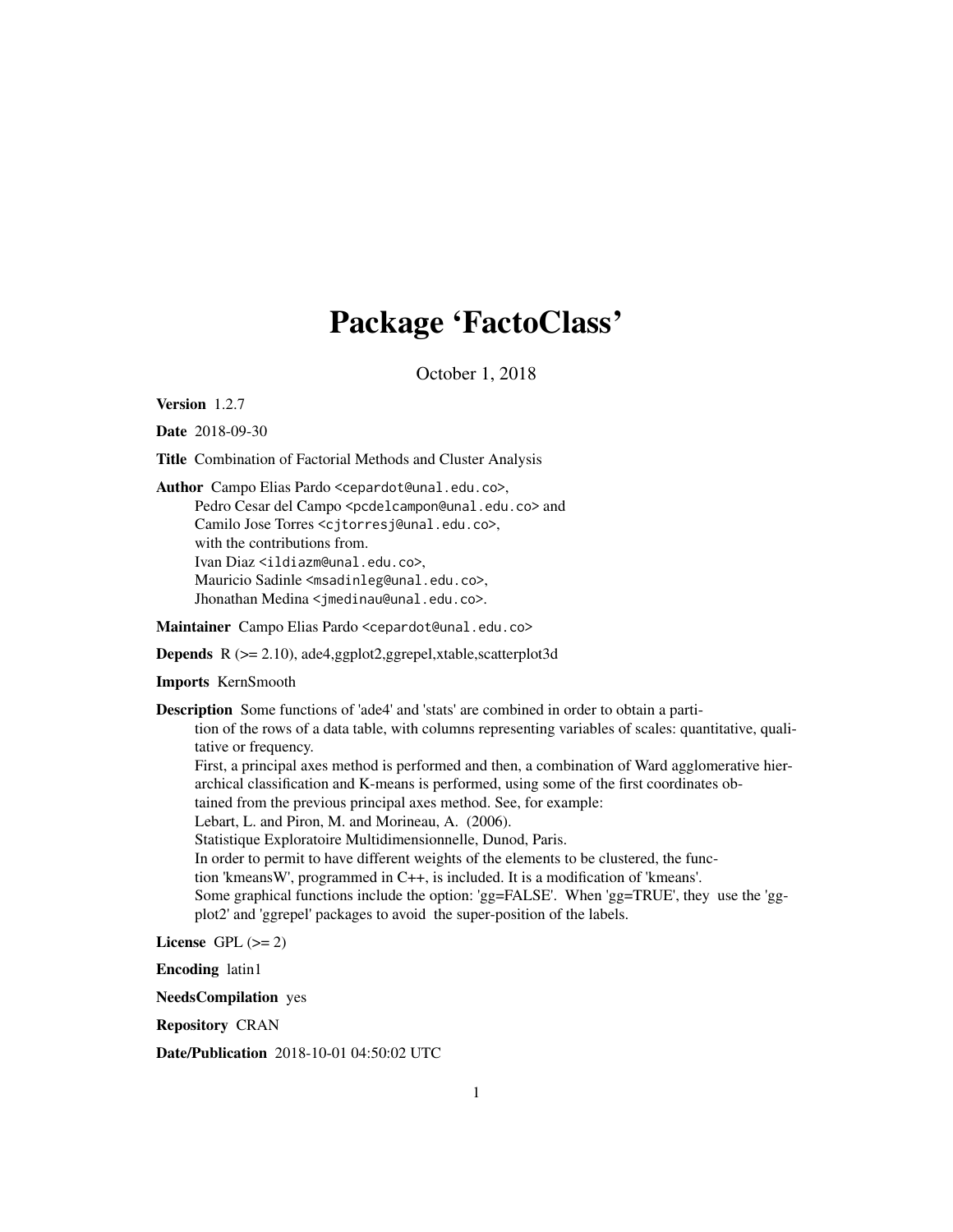# Package 'FactoClass'

October 1, 2018

**Version** 1.2.7

**Date** 2018-09-30

**Title** Combination of Factorial Methods and Cluster Analysis

**Author** Campo Elias Pardo <cepardot@unal.edu.co>,
Pedro Cesar del Campo <pcdelcampon@unal.edu.co> and
Camilo Jose Torres <cjtorresj@unal.edu.co>,
with the contributions from.
Ivan Diaz <ildiazm@unal.edu.co>,
Mauricio Sadinle <msadinleg@unal.edu.co>,
Jhonathan Medina <jmedinau@unal.edu.co>.

**Maintainer** Campo Elias Pardo <cepardot@unal.edu.co>

**Depends** R (>= 2.10), ade4,ggplot2,ggrepel,xtable,scatterplot3d

**Imports** KernSmooth

**Description** Some functions of 'ade4' and 'stats' are combined in order to obtain a partition of the rows of a data table, with columns representing variables of scales: quantitative, qualitative or frequency.
First, a principal axes method is performed and then, a combination of Ward agglomerative hierarchical classification and K-means is performed, using some of the first coordinates obtained from the previous principal axes method. See, for example:
Lebart, L. and Piron, M. and Morineau, A. (2006).
Statistique Exploratoire Multidimensionnelle, Dunod, Paris.
In order to permit to have different weights of the elements to be clustered, the function 'kmeansW', programmed in C++, is included. It is a modification of 'kmeans'.
Some graphical functions include the option: 'gg=FALSE'. When 'gg=TRUE', they use the 'ggplot2' and 'ggrepel' packages to avoid the super-position of the labels.

**License** GPL (>= 2)

**Encoding** latin1

**NeedsCompilation** yes

**Repository** CRAN

**Date/Publication** 2018-10-01 04:50:02 UTC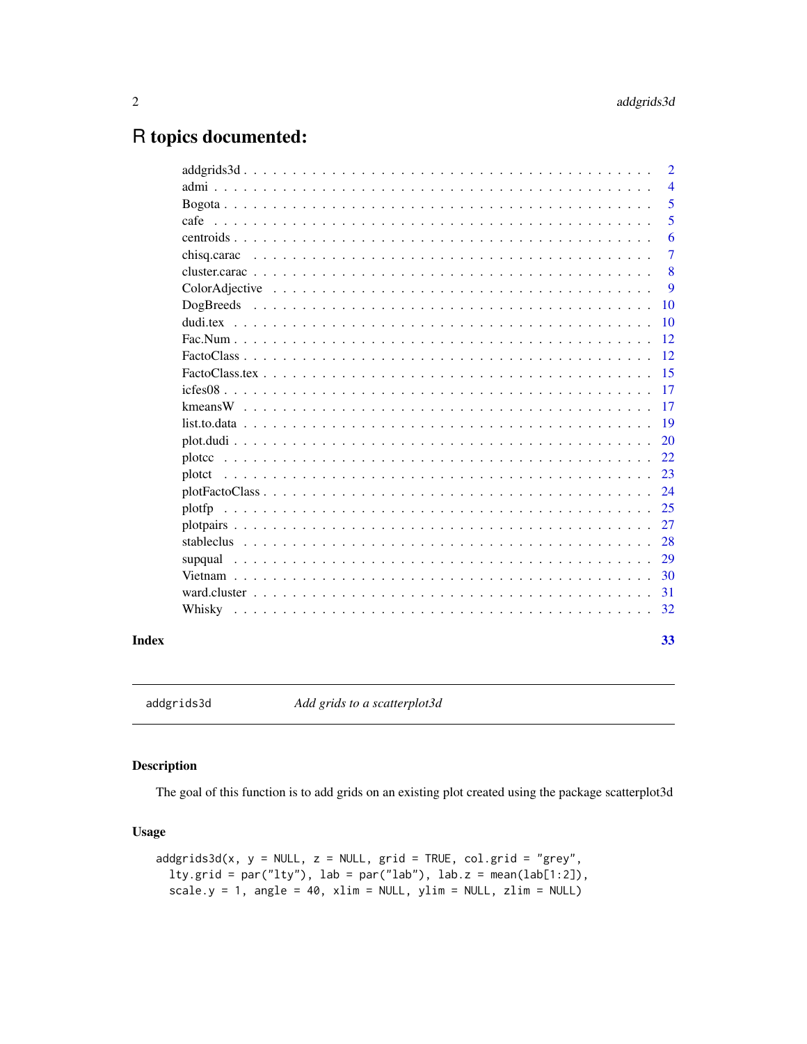# R topics documented:

| | |
|---|---|
| addgrids3d | 2 |
| admi | 4 |
| Bogota | 5 |
| cafe | 5 |
| centroids | 6 |
| chisq.carac | 7 |
| cluster.carac | 8 |
| ColorAdjective | 9 |
| DogBreeds | 10 |
| dudi.tex | 10 |
| Fac.Num | 12 |
| FactoClass | 12 |
| FactoClass.tex | 15 |
| icfes08 | 17 |
| kmeansW | 17 |
| list.to.data | 19 |
| plot.dudi | 20 |
| plotcc | 22 |
| plotct | 23 |
| plotFactoClass | 24 |
| plotfp | 25 |
| plotpairs | 27 |
| stableclus | 28 |
| supqual | 29 |
| Vietnam | 30 |
| ward.cluster | 31 |
| Whisky | 32 |
| **Index** | **33** |

---

`addgrids3d` *Add grids to a scatterplot3d*

---

## Description

The goal of this function is to add grids on an existing plot created using the package scatterplot3d

## Usage

```
addgrids3d(x, y = NULL, z = NULL, grid = TRUE, col.grid = "grey",
  lty.grid = par("lty"), lab = par("lab"), lab.z = mean(lab[1:2]),
  scale.y = 1, angle = 40, xlim = NULL, ylim = NULL, zlim = NULL)
```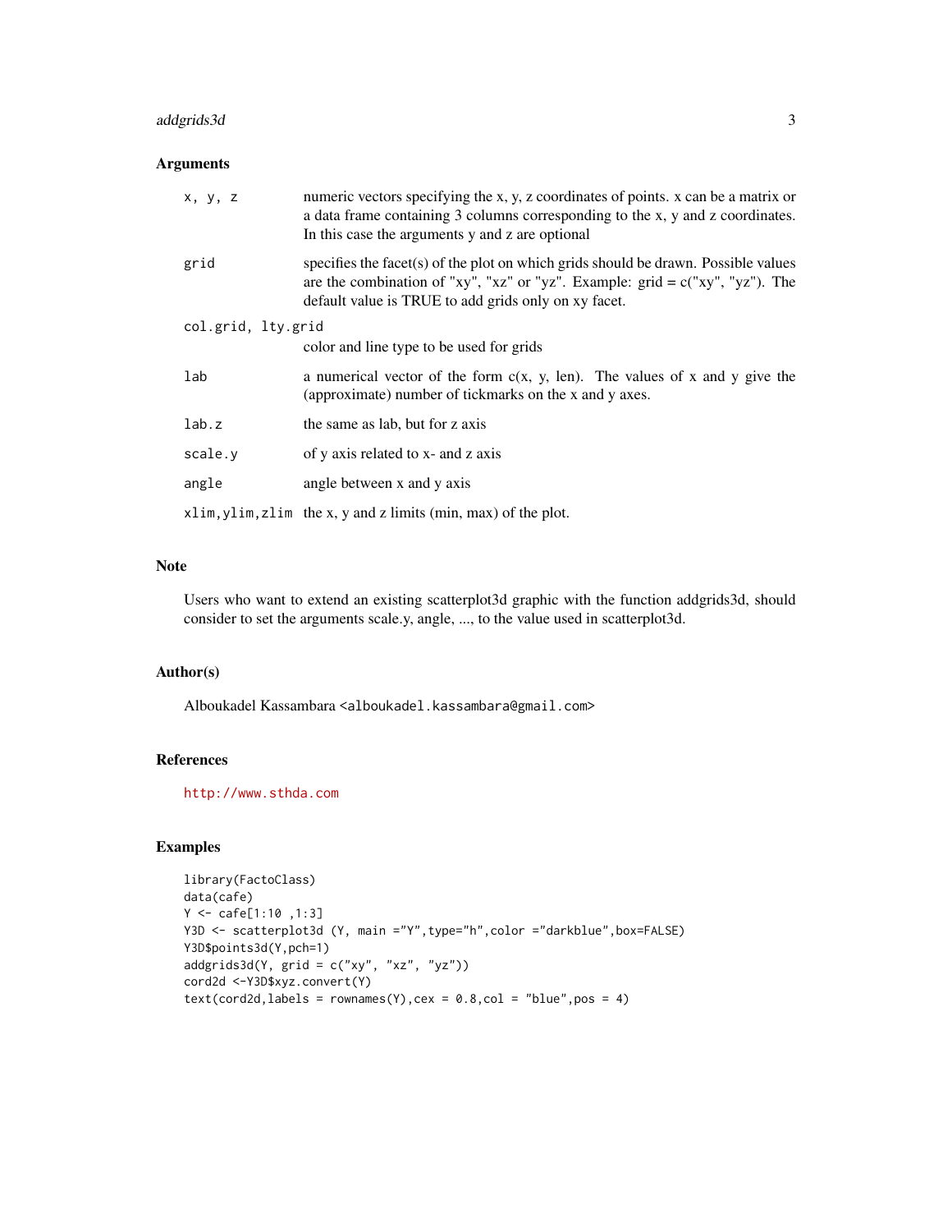### Arguments

| | |
|---|---|
| `x, y, z` | numeric vectors specifying the x, y, z coordinates of points. x can be a matrix or a data frame containing 3 columns corresponding to the x, y and z coordinates. In this case the arguments y and z are optional |
| `grid` | specifies the facet(s) of the plot on which grids should be drawn. Possible values are the combination of "xy", "xz" or "yz". Example: grid = c("xy", "yz"). The default value is TRUE to add grids only on xy facet. |
| `col.grid, lty.grid` | color and line type to be used for grids |
| `lab` | a numerical vector of the form c(x, y, len). The values of x and y give the (approximate) number of tickmarks on the x and y axes. |
| `lab.z` | the same as lab, but for z axis |
| `scale.y` | of y axis related to x- and z axis |
| `angle` | angle between x and y axis |
| `xlim,ylim,zlim` | the x, y and z limits (min, max) of the plot. |

### Note

Users who want to extend an existing scatterplot3d graphic with the function addgrids3d, should consider to set the arguments scale.y, angle, ..., to the value used in scatterplot3d.

### Author(s)

Alboukadel Kassambara <alboukadel.kassambara@gmail.com>

### References

http://www.sthda.com

### Examples

```
library(FactoClass)
data(cafe)
Y <- cafe[1:10 ,1:3]
Y3D <- scatterplot3d (Y, main ="Y",type="h",color ="darkblue",box=FALSE)
Y3D$points3d(Y,pch=1)
addgrids3d(Y, grid = c("xy", "xz", "yz"))
cord2d <-Y3D$xyz.convert(Y)
text(cord2d,labels = rownames(Y),cex = 0.8,col = "blue",pos = 4)
```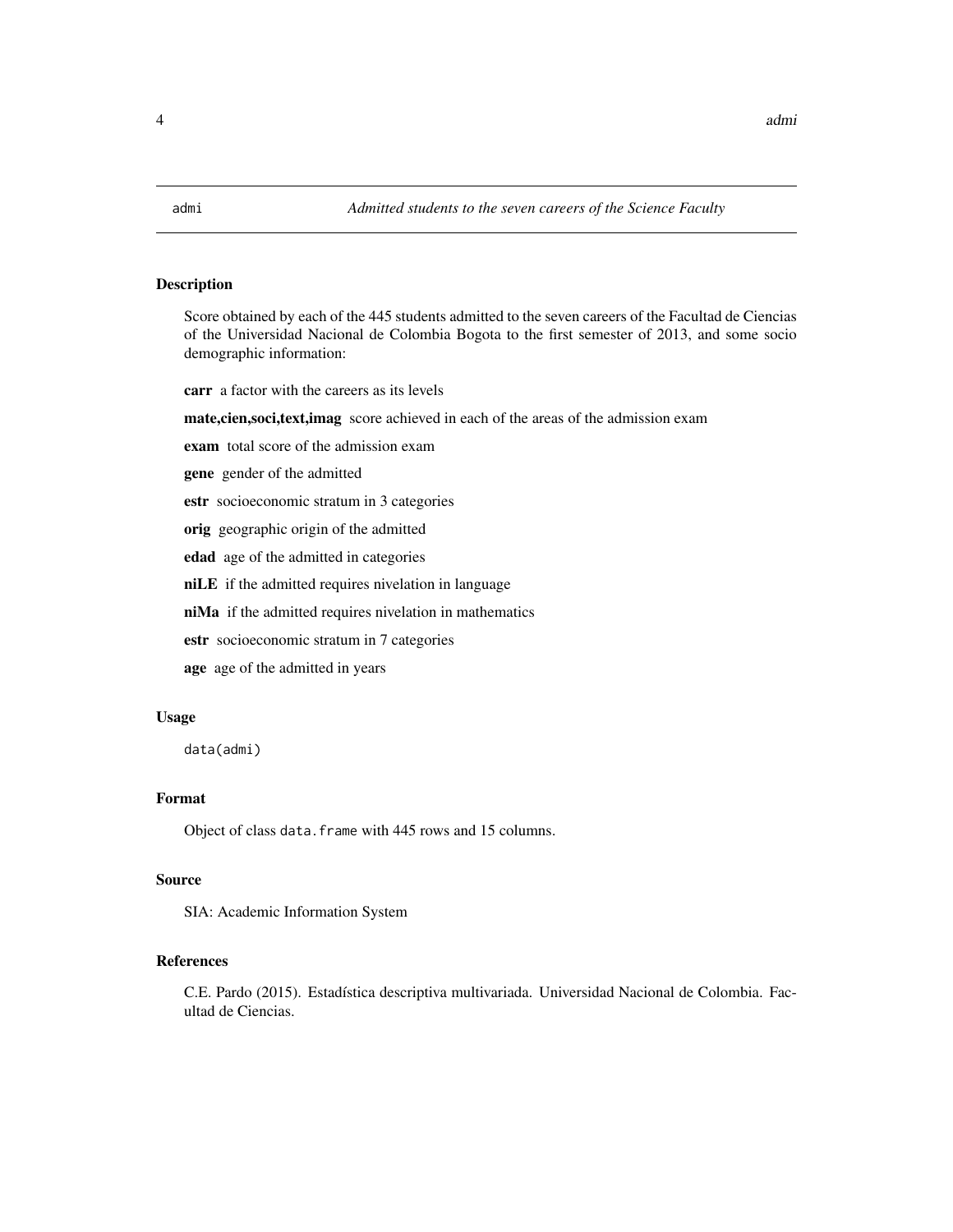## admi — *Admitted students to the seven careers of the Science Faculty*

### Description

Score obtained by each of the 445 students admitted to the seven careers of the Facultad de Ciencias of the Universidad Nacional de Colombia Bogota to the first semester of 2013, and some socio demographic information:

**carr** a factor with the careers as its levels

**mate,cien,soci,text,imag** score achieved in each of the areas of the admission exam

**exam** total score of the admission exam

**gene** gender of the admitted

**estr** socioeconomic stratum in 3 categories

**orig** geographic origin of the admitted

**edad** age of the admitted in categories

**niLE** if the admitted requires nivelation in language

**niMa** if the admitted requires nivelation in mathematics

**estr** socioeconomic stratum in 7 categories

**age** age of the admitted in years

### Usage

```
data(admi)
```

### Format

Object of class `data.frame` with 445 rows and 15 columns.

### Source

SIA: Academic Information System

### References

C.E. Pardo (2015). Estadística descriptiva multivariada. Universidad Nacional de Colombia. Facultad de Ciencias.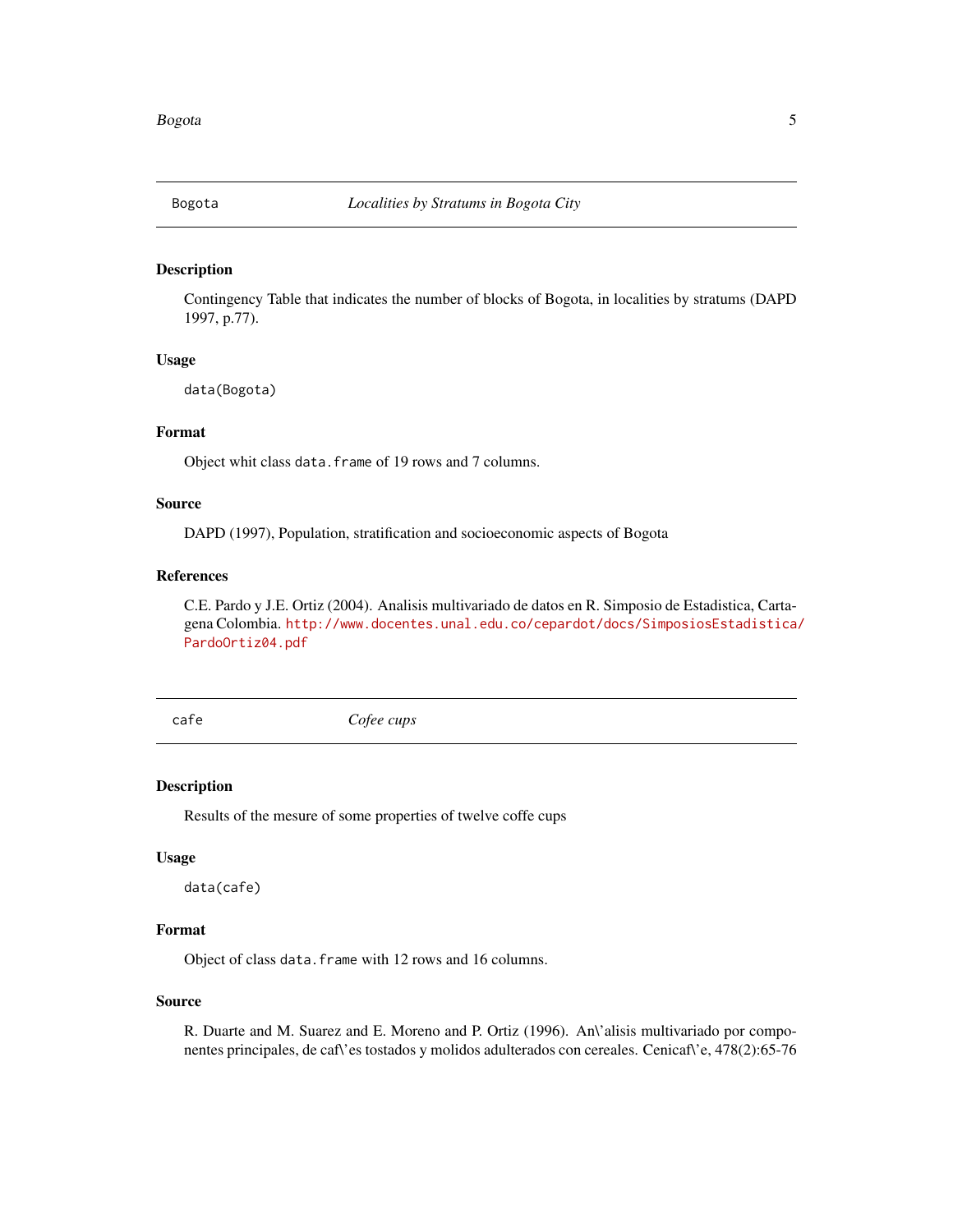## Bogota — *Localities by Stratums in Bogota City*

### Description

Contingency Table that indicates the number of blocks of Bogota, in localities by stratums (DAPD 1997, p.77).

### Usage

```
data(Bogota)
```

### Format

Object whit class `data.frame` of 19 rows and 7 columns.

### Source

DAPD (1997), Population, stratification and socioeconomic aspects of Bogota

### References

C.E. Pardo y J.E. Ortiz (2004). Analisis multivariado de datos en R. Simposio de Estadistica, Cartagena Colombia. http://www.docentes.unal.edu.co/cepardot/docs/SimposiosEstadistica/PardoOrtiz04.pdf

## cafe — *Cofee cups*

### Description

Results of the mesure of some properties of twelve coffe cups

### Usage

```
data(cafe)
```

### Format

Object of class `data.frame` with 12 rows and 16 columns.

### Source

R. Duarte and M. Suarez and E. Moreno and P. Ortiz (1996). An\'alisis multivariado por componentes principales, de caf\'es tostados y molidos adulterados con cereales. Cenicaf\'e, 478(2):65-76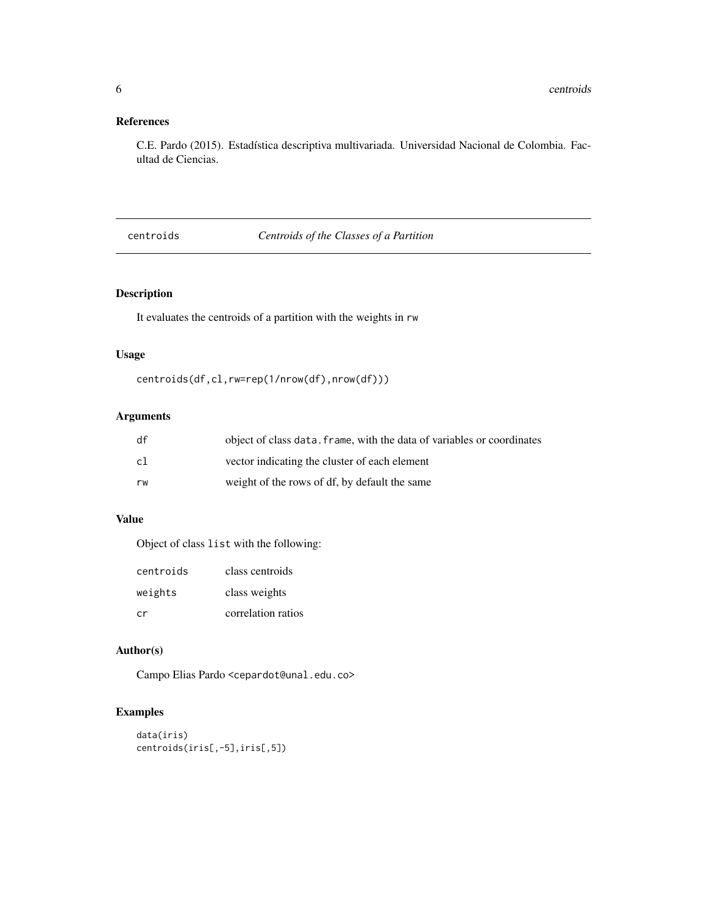## References

C.E. Pardo (2015). Estadística descriptiva multivariada. Universidad Nacional de Colombia. Facultad de Ciencias.

---

## centroids *Centroids of the Classes of a Partition*

---

### Description

It evaluates the centroids of a partition with the weights in `rw`

### Usage

```
centroids(df,cl,rw=rep(1/nrow(df),nrow(df)))
```

### Arguments

| | |
|---|---|
| `df` | object of class `data.frame`, with the data of variables or coordinates |
| `cl` | vector indicating the cluster of each element |
| `rw` | weight of the rows of df, by default the same |

### Value

Object of class `list` with the following:

| | |
|---|---|
| `centroids` | class centroids |
| `weights` | class weights |
| `cr` | correlation ratios |

### Author(s)

Campo Elias Pardo <cepardot@unal.edu.co>

### Examples

```
data(iris)
centroids(iris[,-5],iris[,5])
```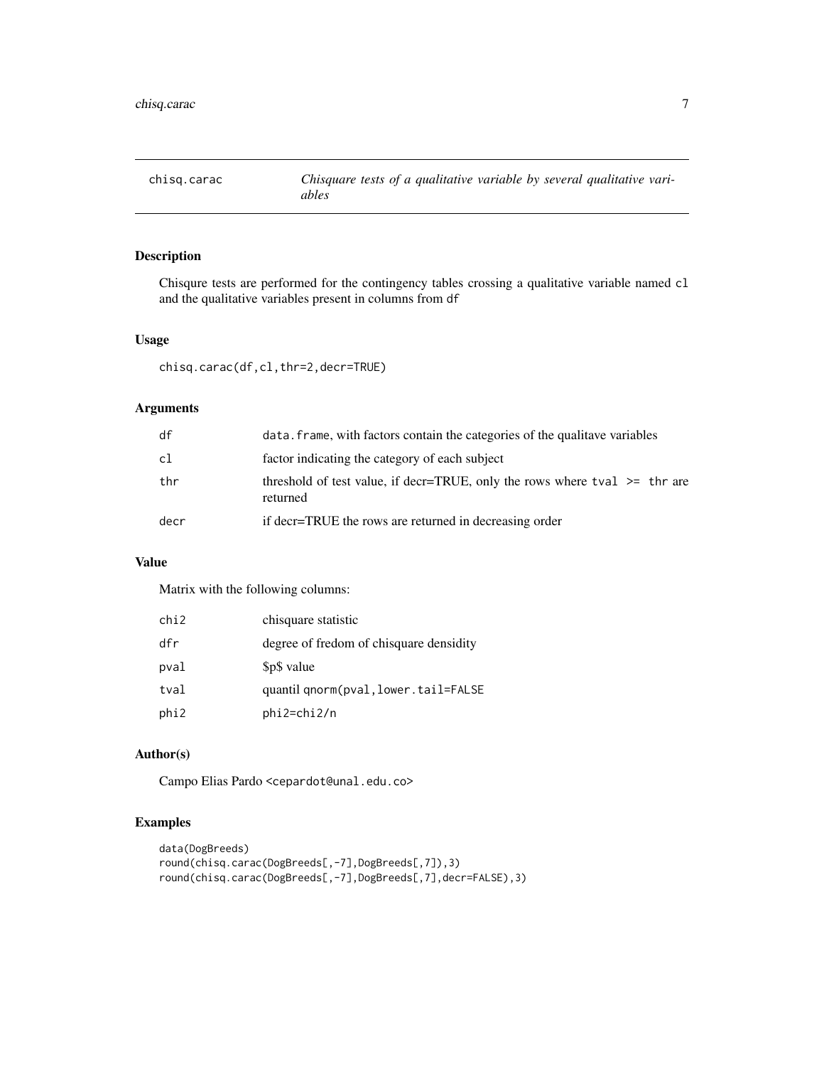# chisq.carac

*Chisquare tests of a qualitative variable by several qualitative variables*

## Description

Chisqure tests are performed for the contingency tables crossing a qualitative variable named `cl` and the qualitative variables present in columns from `df`

## Usage

```
chisq.carac(df,cl,thr=2,decr=TRUE)
```

## Arguments

| | |
|---|---|
| `df` | `data.frame`, with factors contain the categories of the qualitave variables |
| `cl` | factor indicating the category of each subject |
| `thr` | threshold of test value, if decr=TRUE, only the rows where `tval >= thr` are returned |
| `decr` | if decr=TRUE the rows are returned in decreasing order |

## Value

Matrix with the following columns:

| | |
|---|---|
| `chi2` | chisquare statistic |
| `dfr` | degree of fredom of chisquare densidity |
| `pval` | $p$ value |
| `tval` | quantil `qnorm(pval,lower.tail=FALSE` |
| `phi2` | `phi2=chi2/n` |

## Author(s)

Campo Elias Pardo <cepardot@unal.edu.co>

## Examples

```
data(DogBreeds)
round(chisq.carac(DogBreeds[,-7],DogBreeds[,7]),3)
round(chisq.carac(DogBreeds[,-7],DogBreeds[,7],decr=FALSE),3)
```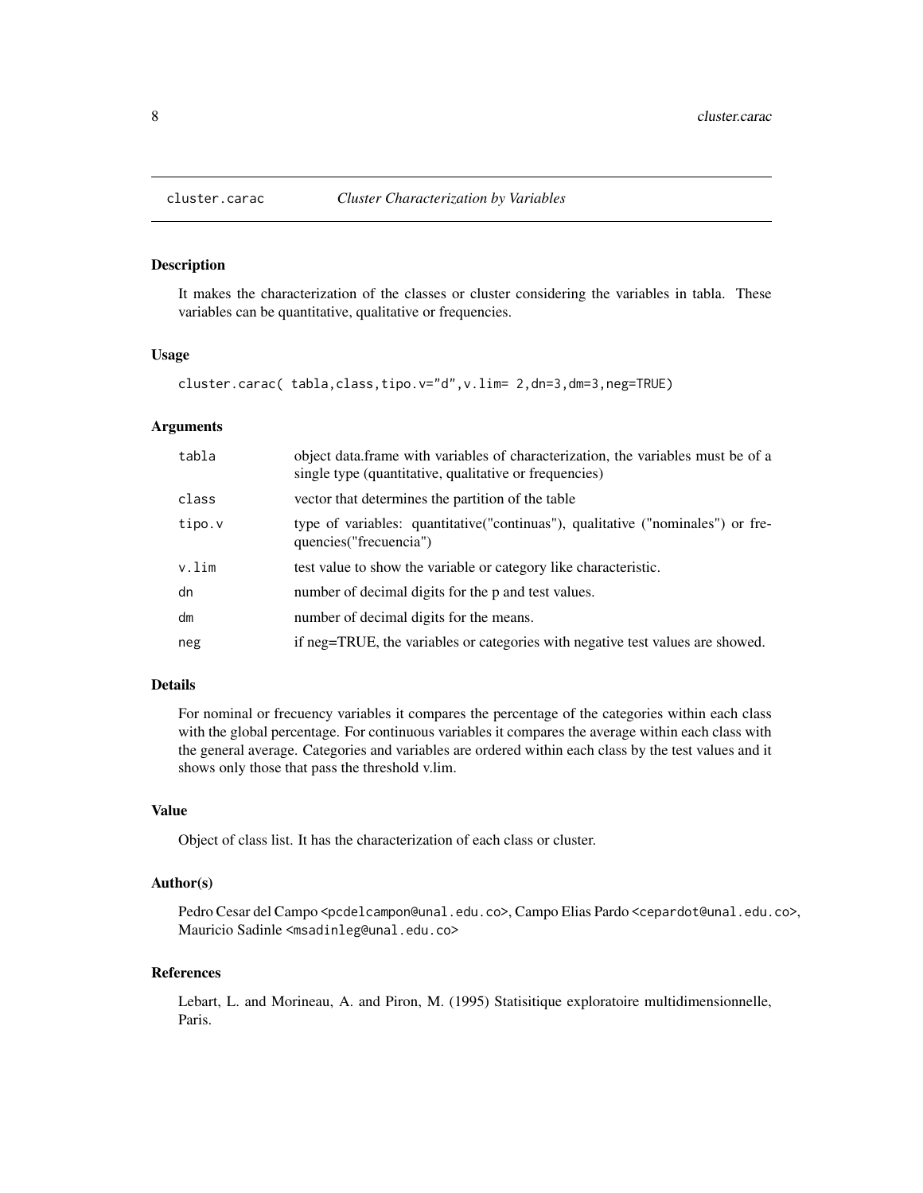# cluster.carac    *Cluster Characterization by Variables*

## Description

It makes the characterization of the classes or cluster considering the variables in tabla. These variables can be quantitative, qualitative or frequencies.

## Usage

```
cluster.carac( tabla,class,tipo.v="d",v.lim= 2,dn=3,dm=3,neg=TRUE)
```

## Arguments

| | |
|---|---|
| tabla | object data.frame with variables of characterization, the variables must be of a single type (quantitative, qualitative or frequencies) |
| class | vector that determines the partition of the table |
| tipo.v | type of variables: quantitative("continuas"), qualitative ("nominales") or frequencies("frecuencia") |
| v.lim | test value to show the variable or category like characteristic. |
| dn | number of decimal digits for the p and test values. |
| dm | number of decimal digits for the means. |
| neg | if neg=TRUE, the variables or categories with negative test values are showed. |

## Details

For nominal or frecuency variables it compares the percentage of the categories within each class with the global percentage. For continuous variables it compares the average within each class with the general average. Categories and variables are ordered within each class by the test values and it shows only those that pass the threshold v.lim.

## Value

Object of class list. It has the characterization of each class or cluster.

## Author(s)

Pedro Cesar del Campo <pcdelcampon@unal.edu.co>, Campo Elias Pardo <cepardot@unal.edu.co>, Mauricio Sadinle <msadinleg@unal.edu.co>

## References

Lebart, L. and Morineau, A. and Piron, M. (1995) Statisitique exploratoire multidimensionnelle, Paris.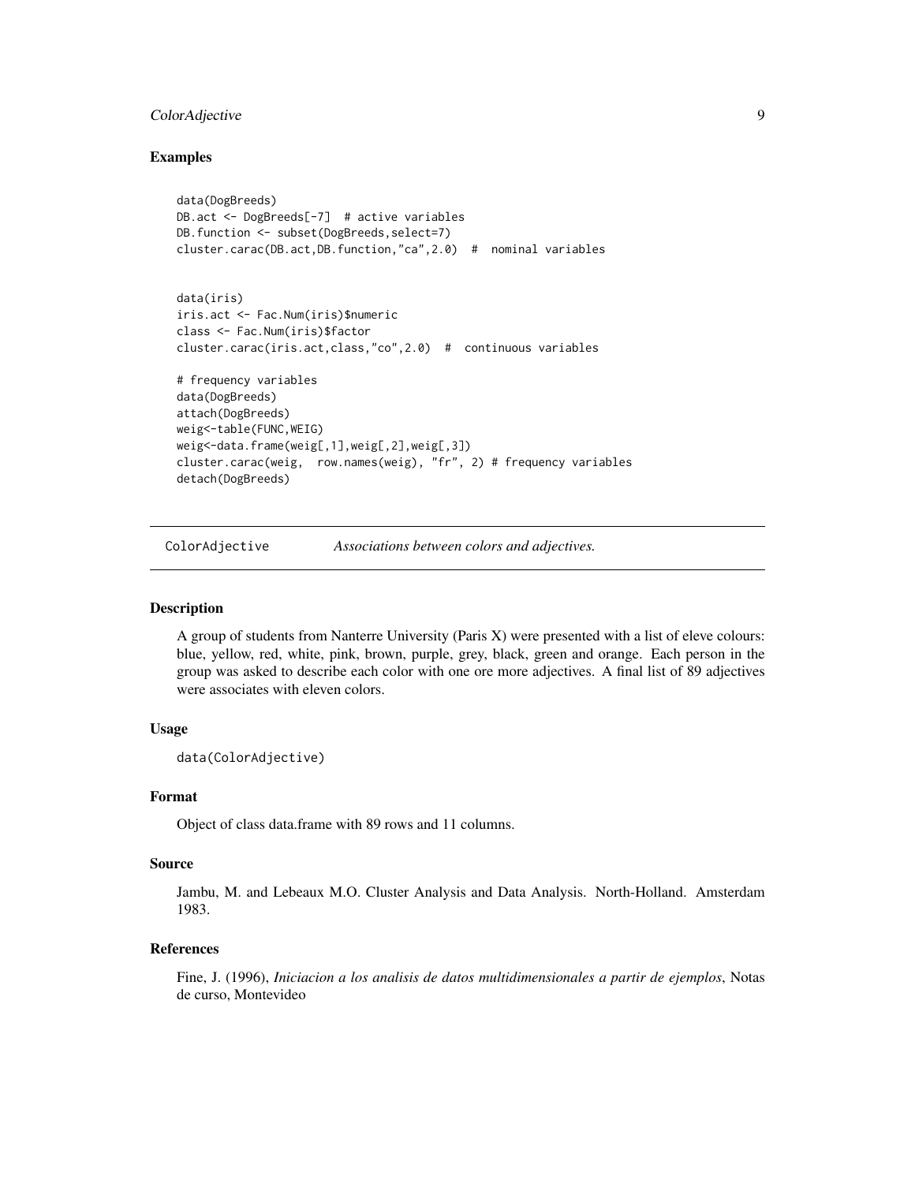## Examples

```
data(DogBreeds)
DB.act <- DogBreeds[-7]  # active variables
DB.function <- subset(DogBreeds,select=7)
cluster.carac(DB.act,DB.function,"ca",2.0)  #  nominal variables


data(iris)
iris.act <- Fac.Num(iris)$numeric
class <- Fac.Num(iris)$factor
cluster.carac(iris.act,class,"co",2.0)  #  continuous variables

# frequency variables
data(DogBreeds)
attach(DogBreeds)
weig<-table(FUNC,WEIG)
weig<-data.frame(weig[,1],weig[,2],weig[,3])
cluster.carac(weig,  row.names(weig), "fr", 2) # frequency variables
detach(DogBreeds)
```

---

# ColorAdjective — *Associations between colors and adjectives.*

---

## Description

A group of students from Nanterre University (Paris X) were presented with a list of eleve colours: blue, yellow, red, white, pink, brown, purple, grey, black, green and orange. Each person in the group was asked to describe each color with one ore more adjectives. A final list of 89 adjectives were associates with eleven colors.

## Usage

```
data(ColorAdjective)
```

## Format

Object of class data.frame with 89 rows and 11 columns.

## Source

Jambu, M. and Lebeaux M.O. Cluster Analysis and Data Analysis. North-Holland. Amsterdam 1983.

## References

Fine, J. (1996), *Iniciacion a los analisis de datos multidimensionales a partir de ejemplos*, Notas de curso, Montevideo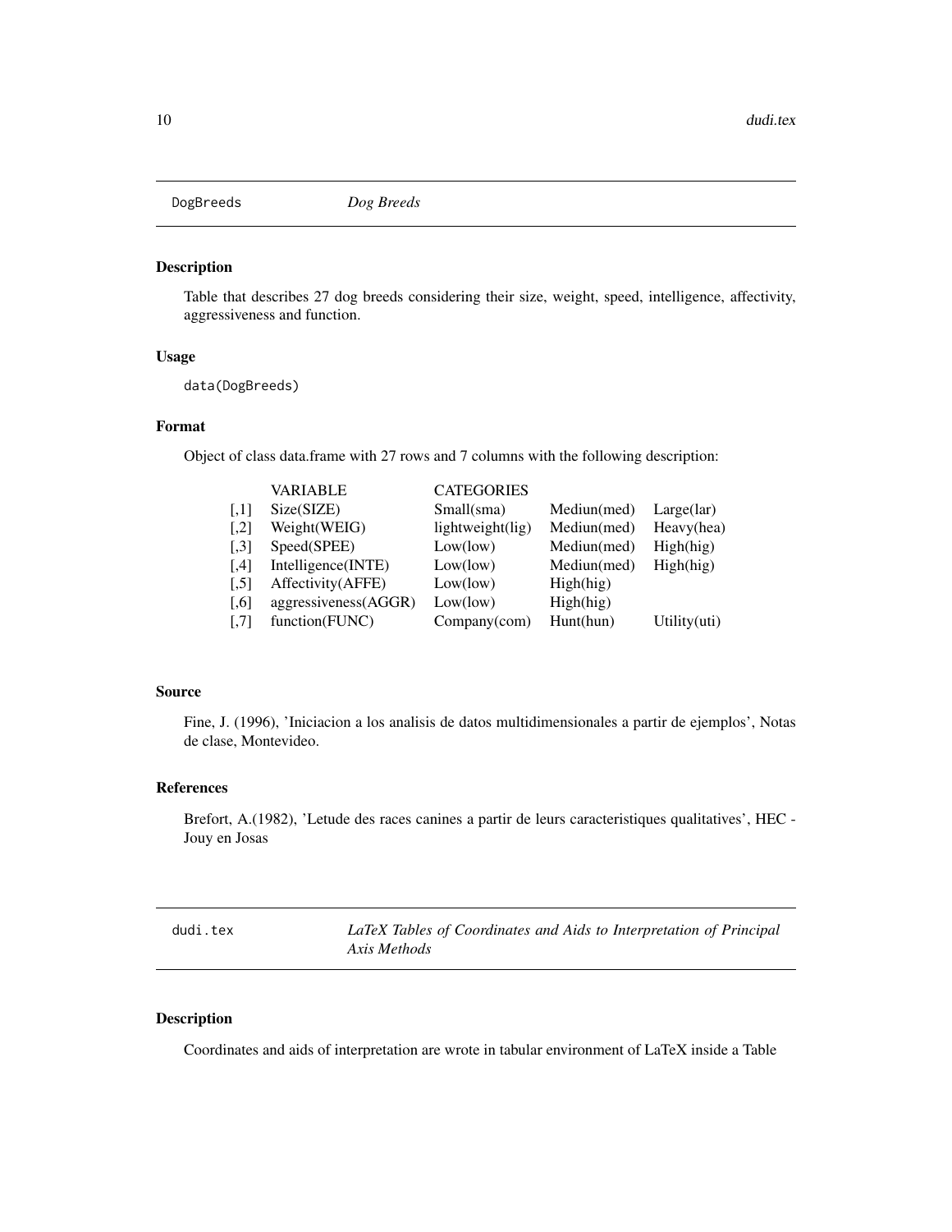## DogBreeds *Dog Breeds*

### Description

Table that describes 27 dog breeds considering their size, weight, speed, intelligence, affectivity, aggressiveness and function.

### Usage

```
data(DogBreeds)
```

### Format

Object of class data.frame with 27 rows and 7 columns with the following description:

| | VARIABLE | CATEGORIES | | |
|---|---|---|---|---|
| [,1] | Size(SIZE) | Small(sma) | Mediun(med) | Large(lar) |
| [,2] | Weight(WEIG) | lightweight(lig) | Mediun(med) | Heavy(hea) |
| [,3] | Speed(SPEE) | Low(low) | Mediun(med) | High(hig) |
| [,4] | Intelligence(INTE) | Low(low) | Mediun(med) | High(hig) |
| [,5] | Affectivity(AFFE) | Low(low) | High(hig) | |
| [,6] | aggressiveness(AGGR) | Low(low) | High(hig) | |
| [,7] | function(FUNC) | Company(com) | Hunt(hun) | Utility(uti) |

### Source

Fine, J. (1996), 'Iniciacion a los analisis de datos multidimensionales a partir de ejemplos', Notas de clase, Montevideo.

### References

Brefort, A.(1982), 'Letude des races canines a partir de leurs caracteristiques qualitatives', HEC - Jouy en Josas

## dudi.tex *LaTeX Tables of Coordinates and Aids to Interpretation of Principal Axis Methods*

### Description

Coordinates and aids of interpretation are wrote in tabular environment of LaTeX inside a Table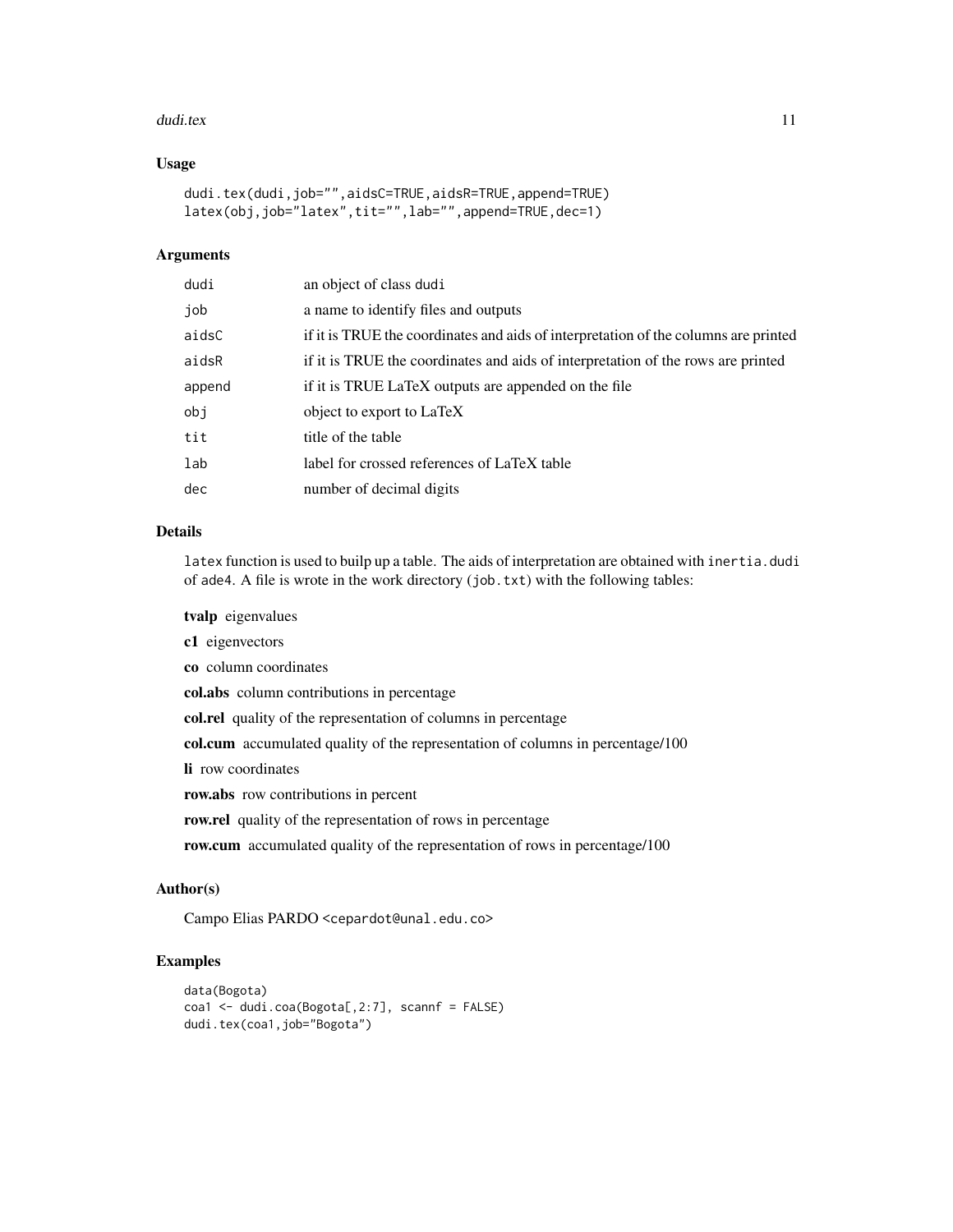## Usage

```
dudi.tex(dudi,job="",aidsC=TRUE,aidsR=TRUE,append=TRUE)
latex(obj,job="latex",tit="",lab="",append=TRUE,dec=1)
```

## Arguments

| | |
|---|---|
| dudi | an object of class dudi |
| job | a name to identify files and outputs |
| aidsC | if it is TRUE the coordinates and aids of interpretation of the columns are printed |
| aidsR | if it is TRUE the coordinates and aids of interpretation of the rows are printed |
| append | if it is TRUE LaTeX outputs are appended on the file |
| obj | object to export to LaTeX |
| tit | title of the table |
| lab | label for crossed references of LaTeX table |
| dec | number of decimal digits |

## Details

`latex` function is used to builp up a table. The aids of interpretation are obtained with `inertia.dudi` of `ade4`. A file is wrote in the work directory (`job.txt`) with the following tables:

**tvalp** eigenvalues

**c1** eigenvectors

**co** column coordinates

**col.abs** column contributions in percentage

**col.rel** quality of the representation of columns in percentage

**col.cum** accumulated quality of the representation of columns in percentage/100

**li** row coordinates

**row.abs** row contributions in percent

**row.rel** quality of the representation of rows in percentage

**row.cum** accumulated quality of the representation of rows in percentage/100

## Author(s)

Campo Elias PARDO <cepardot@unal.edu.co>

## Examples

```
data(Bogota)
coa1 <- dudi.coa(Bogota[,2:7], scannf = FALSE)
dudi.tex(coa1,job="Bogota")
```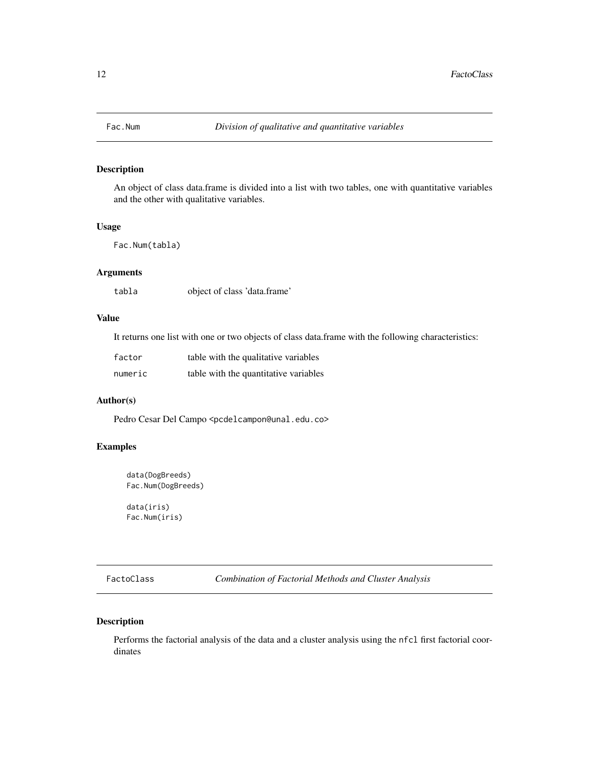## Fac.Num — *Division of qualitative and quantitative variables*

### Description

An object of class data.frame is divided into a list with two tables, one with quantitative variables and the other with qualitative variables.

### Usage

```
Fac.Num(tabla)
```

### Arguments

| | |
|---|---|
| tabla | object of class 'data.frame' |

### Value

It returns one list with one or two objects of class data.frame with the following characteristics:

| | |
|---|---|
| factor | table with the qualitative variables |
| numeric | table with the quantitative variables |

### Author(s)

Pedro Cesar Del Campo <pcdelcampon@unal.edu.co>

### Examples

```
data(DogBreeds)
Fac.Num(DogBreeds)

data(iris)
Fac.Num(iris)
```

## FactoClass — *Combination of Factorial Methods and Cluster Analysis*

### Description

Performs the factorial analysis of the data and a cluster analysis using the `nfcl` first factorial coordinates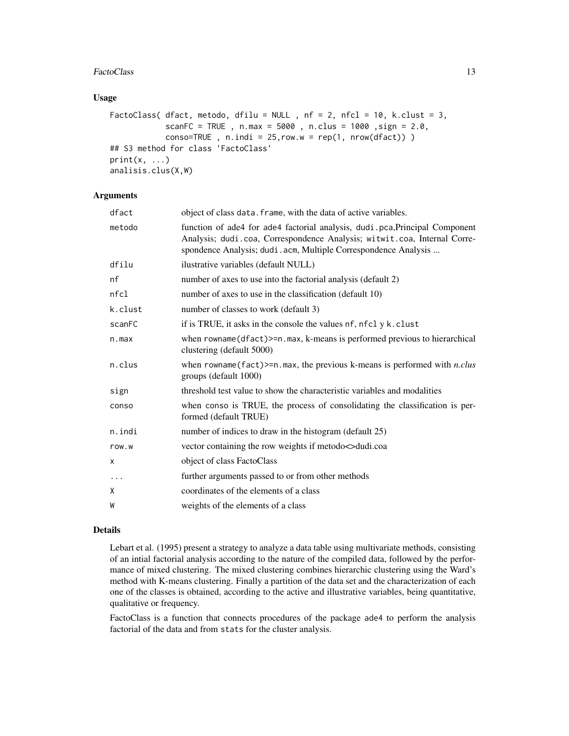### Usage

```
FactoClass( dfact, metodo, dfilu = NULL , nf = 2, nfcl = 10, k.clust = 3,
            scanFC = TRUE , n.max = 5000 , n.clus = 1000 ,sign = 2.0,
            conso=TRUE , n.indi = 25,row.w = rep(1, nrow(dfact)) )
## S3 method for class 'FactoClass'
print(x, ...)
analisis.clus(X,W)
```

### Arguments

| | |
|---|---|
| dfact | object of class data.frame, with the data of active variables. |
| metodo | function of ade4 for ade4 factorial analysis, dudi.pca,Principal Component Analysis; dudi.coa, Correspondence Analysis; witwit.coa, Internal Correspondence Analysis; dudi.acm, Multiple Correspondence Analysis ... |
| dfilu | ilustrative variables (default NULL) |
| nf | number of axes to use into the factorial analysis (default 2) |
| nfcl | number of axes to use in the classification (default 10) |
| k.clust | number of classes to work (default 3) |
| scanFC | if is TRUE, it asks in the console the values nf, nfcl y k.clust |
| n.max | when rowname(dfact)>=n.max, k-means is performed previous to hierarchical clustering (default 5000) |
| n.clus | when rowname(fact)>=n.max, the previous k-means is performed with *n.clus* groups (default 1000) |
| sign | threshold test value to show the characteristic variables and modalities |
| conso | when conso is TRUE, the process of consolidating the classification is performed (default TRUE) |
| n.indi | number of indices to draw in the histogram (default 25) |
| row.w | vector containing the row weights if metodo<>dudi.coa |
| x | object of class FactoClass |
| ... | further arguments passed to or from other methods |
| X | coordinates of the elements of a class |
| W | weights of the elements of a class |

### Details

Lebart et al. (1995) present a strategy to analyze a data table using multivariate methods, consisting of an intial factorial analysis according to the nature of the compiled data, followed by the performance of mixed clustering. The mixed clustering combines hierarchic clustering using the Ward's method with K-means clustering. Finally a partition of the data set and the characterization of each one of the classes is obtained, according to the active and illustrative variables, being quantitative, qualitative or frequency.

FactoClass is a function that connects procedures of the package ade4 to perform the analysis factorial of the data and from stats for the cluster analysis.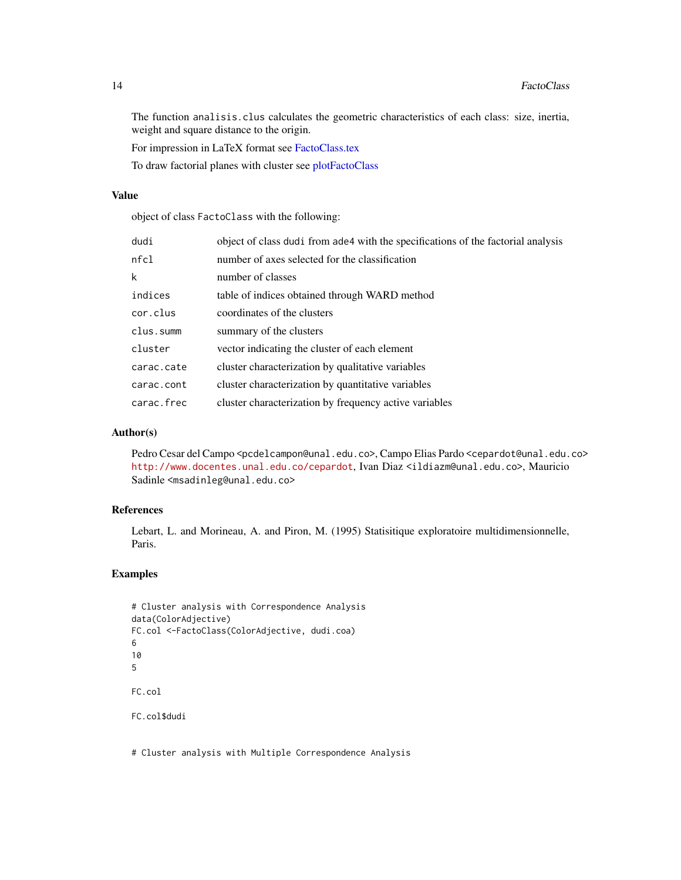The function `analisis.clus` calculates the geometric characteristics of each class: size, inertia, weight and square distance to the origin.

For impression in LaTeX format see FactoClass.tex

To draw factorial planes with cluster see plotFactoClass

## Value

object of class `FactoClass` with the following:

| | |
|---|---|
| `dudi` | object of class `dudi` from `ade4` with the specifications of the factorial analysis |
| `nfcl` | number of axes selected for the classification |
| `k` | number of classes |
| `indices` | table of indices obtained through WARD method |
| `cor.clus` | coordinates of the clusters |
| `clus.summ` | summary of the clusters |
| `cluster` | vector indicating the cluster of each element |
| `carac.cate` | cluster characterization by qualitative variables |
| `carac.cont` | cluster characterization by quantitative variables |
| `carac.frec` | cluster characterization by frequency active variables |

## Author(s)

Pedro Cesar del Campo <pcdelcampon@unal.edu.co>, Campo Elias Pardo <cepardot@unal.edu.co> http://www.docentes.unal.edu.co/cepardot, Ivan Diaz <ildiazm@unal.edu.co>, Mauricio Sadinle <msadinleg@unal.edu.co>

## References

Lebart, L. and Morineau, A. and Piron, M. (1995) Statisitique exploratoire multidimensionnelle, Paris.

## Examples

```
# Cluster analysis with Correspondence Analysis
data(ColorAdjective)
FC.col <-FactoClass(ColorAdjective, dudi.coa)
6
10
5

FC.col

FC.col$dudi


# Cluster analysis with Multiple Correspondence Analysis
```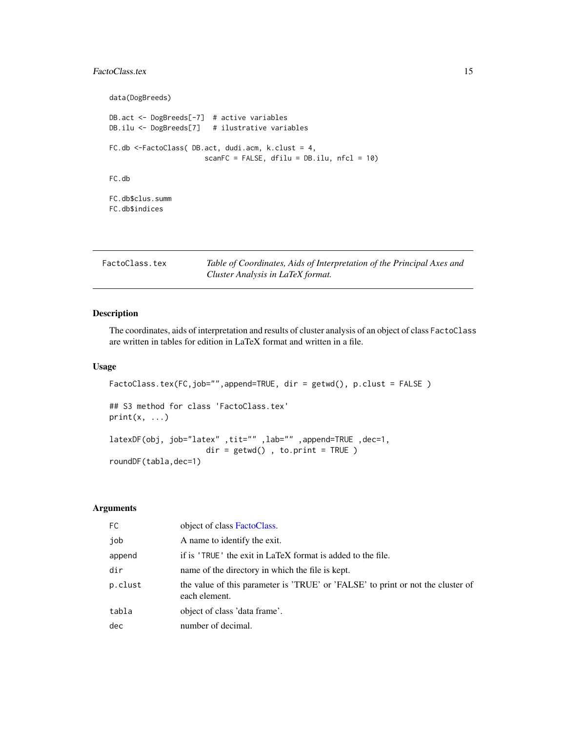```
data(DogBreeds)

DB.act <- DogBreeds[-7]  # active variables
DB.ilu <- DogBreeds[7]   # ilustrative variables

FC.db <-FactoClass( DB.act, dudi.acm, k.clust = 4,
                     scanFC = FALSE, dfilu = DB.ilu, nfcl = 10)

FC.db

FC.db$clus.summ
FC.db$indices
```

---

`FactoClass.tex` *Table of Coordinates, Aids of Interpretation of the Principal Axes and Cluster Analysis in LaTeX format.*

---

## Description

The coordinates, aids of interpretation and results of cluster analysis of an object of class `FactoClass` are written in tables for edition in LaTeX format and written in a file.

## Usage

```
FactoClass.tex(FC,job="",append=TRUE, dir = getwd(), p.clust = FALSE )

## S3 method for class 'FactoClass.tex'
print(x, ...)

latexDF(obj, job="latex" ,tit="" ,lab="" ,append=TRUE ,dec=1,
                     dir = getwd() , to.print = TRUE )
roundDF(tabla,dec=1)
```

## Arguments

| | |
|---|---|
| `FC` | object of class FactoClass. |
| `job` | A name to identify the exit. |
| `append` | if is `'TRUE'` the exit in LaTeX format is added to the file. |
| `dir` | name of the directory in which the file is kept. |
| `p.clust` | the value of this parameter is 'TRUE' or 'FALSE' to print or not the cluster of each element. |
| `tabla` | object of class 'data frame'. |
| `dec` | number of decimal. |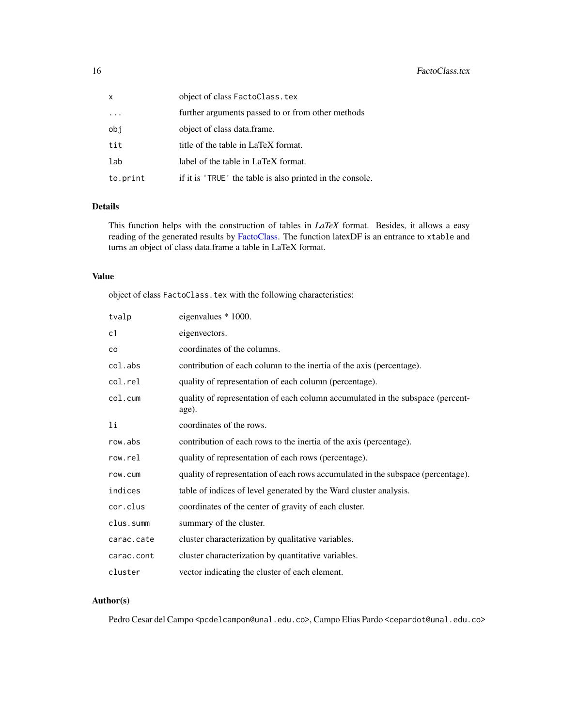| | |
|---|---|
| `x` | object of class `FactoClass.tex` |
| `...` | further arguments passed to or from other methods |
| `obj` | object of class data.frame. |
| `tit` | title of the table in LaTeX format. |
| `lab` | label of the table in LaTeX format. |
| `to.print` | if it is `'TRUE'` the table is also printed in the console. |

## Details

This function helps with the construction of tables in *LaTeX* format. Besides, it allows a easy reading of the generated results by FactoClass. The function latexDF is an entrance to `xtable` and turns an object of class data.frame a table in LaTeX format.

## Value

object of class `FactoClass.tex` with the following characteristics:

| | |
|---|---|
| `tvalp` | eigenvalues * 1000. |
| `c1` | eigenvectors. |
| `co` | coordinates of the columns. |
| `col.abs` | contribution of each column to the inertia of the axis (percentage). |
| `col.rel` | quality of representation of each column (percentage). |
| `col.cum` | quality of representation of each column accumulated in the subspace (percentage). |
| `li` | coordinates of the rows. |
| `row.abs` | contribution of each rows to the inertia of the axis (percentage). |
| `row.rel` | quality of representation of each rows (percentage). |
| `row.cum` | quality of representation of each rows accumulated in the subspace (percentage). |
| `indices` | table of indices of level generated by the Ward cluster analysis. |
| `cor.clus` | coordinates of the center of gravity of each cluster. |
| `clus.summ` | summary of the cluster. |
| `carac.cate` | cluster characterization by qualitative variables. |
| `carac.cont` | cluster characterization by quantitative variables. |
| `cluster` | vector indicating the cluster of each element. |

## Author(s)

Pedro Cesar del Campo <`pcdelcampon@unal.edu.co`>, Campo Elias Pardo <`cepardot@unal.edu.co`>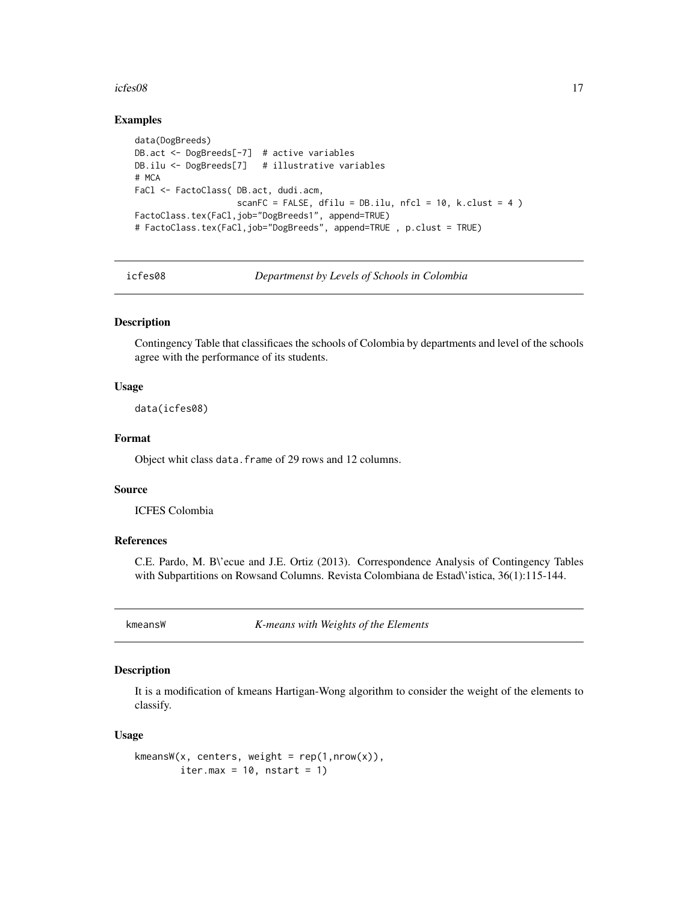## Examples

```
data(DogBreeds)
DB.act <- DogBreeds[-7]  # active variables
DB.ilu <- DogBreeds[7]   # illustrative variables
# MCA
FaCl <- FactoClass( DB.act, dudi.acm,
                    scanFC = FALSE, dfilu = DB.ilu, nfcl = 10, k.clust = 4 )
FactoClass.tex(FaCl,job="DogBreeds1", append=TRUE)
# FactoClass.tex(FaCl,job="DogBreeds", append=TRUE , p.clust = TRUE)
```

---

# icfes08 — *Departmenst by Levels of Schools in Colombia*

## Description

Contingency Table that classificaes the schools of Colombia by departments and level of the schools agree with the performance of its students.

## Usage

```
data(icfes08)
```

## Format

Object whit class `data.frame` of 29 rows and 12 columns.

## Source

ICFES Colombia

## References

C.E. Pardo, M. B\'ecue and J.E. Ortiz (2013). Correspondence Analysis of Contingency Tables with Subpartitions on Rowsand Columns. Revista Colombiana de Estad\'istica, 36(1):115-144.

---

# kmeansW — *K-means with Weights of the Elements*

## Description

It is a modification of kmeans Hartigan-Wong algorithm to consider the weight of the elements to classify.

## Usage

```
kmeansW(x, centers, weight = rep(1,nrow(x)),
        iter.max = 10, nstart = 1)
```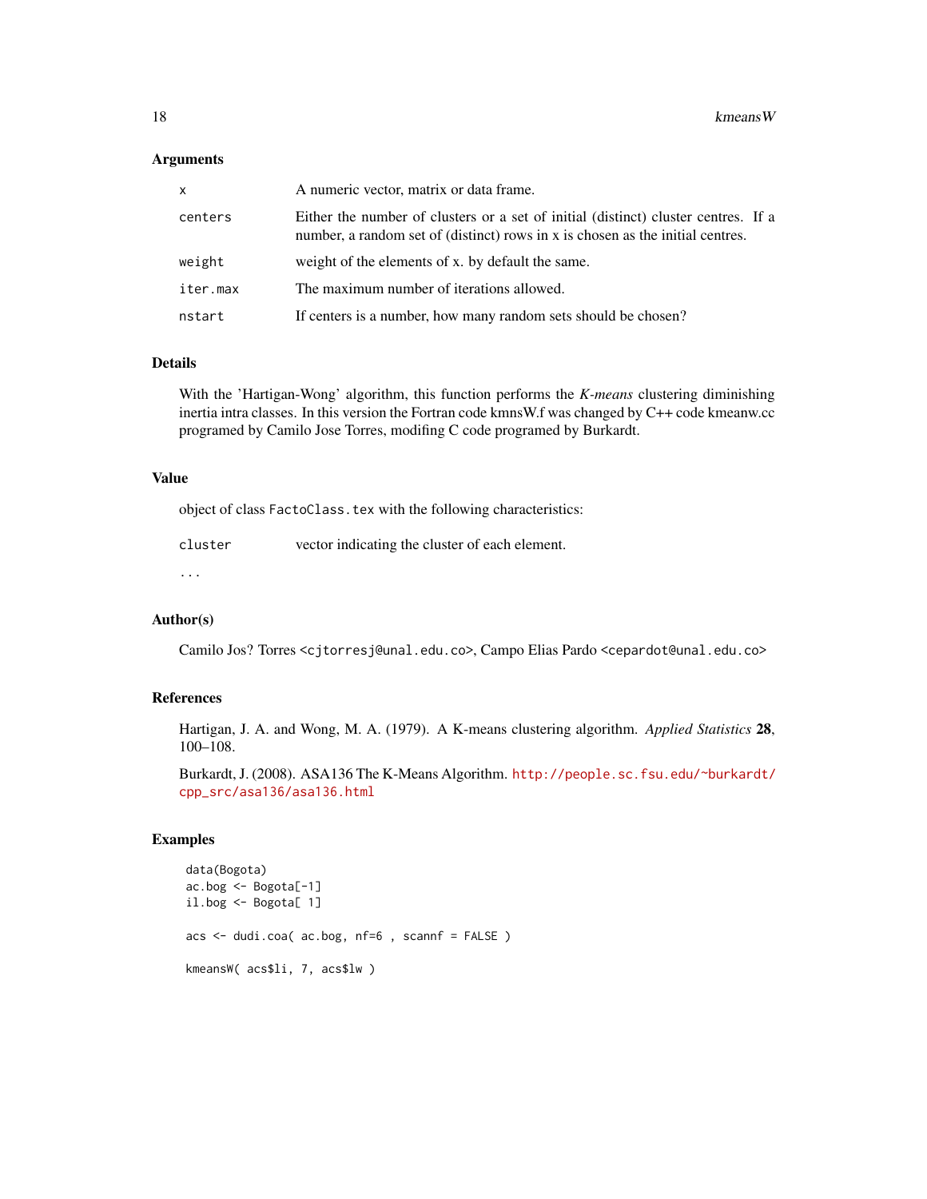### Arguments

| | |
|---|---|
| `x` | A numeric vector, matrix or data frame. |
| `centers` | Either the number of clusters or a set of initial (distinct) cluster centres. If a number, a random set of (distinct) rows in x is chosen as the initial centres. |
| `weight` | weight of the elements of x. by default the same. |
| `iter.max` | The maximum number of iterations allowed. |
| `nstart` | If centers is a number, how many random sets should be chosen? |

### Details

With the 'Hartigan-Wong' algorithm, this function performs the *K-means* clustering diminishing inertia intra classes. In this version the Fortran code kmnsW.f was changed by C++ code kmeanw.cc programed by Camilo Jose Torres, modifing C code programed by Burkardt.

### Value

object of class `FactoClass.tex` with the following characteristics:

| | |
|---|---|
| `cluster` | vector indicating the cluster of each element. |

`...`

### Author(s)

Camilo Jos? Torres <`cjtorresj@unal.edu.co`>, Campo Elias Pardo <`cepardot@unal.edu.co`>

### References

Hartigan, J. A. and Wong, M. A. (1979). A K-means clustering algorithm. *Applied Statistics* **28**, 100–108.

Burkardt, J. (2008). ASA136 The K-Means Algorithm. http://people.sc.fsu.edu/~burkardt/cpp_src/asa136/asa136.html

### Examples

```
data(Bogota)
ac.bog <- Bogota[-1]
il.bog <- Bogota[ 1]

acs <- dudi.coa( ac.bog, nf=6 , scannf = FALSE )

kmeansW( acs$li, 7, acs$lw )
```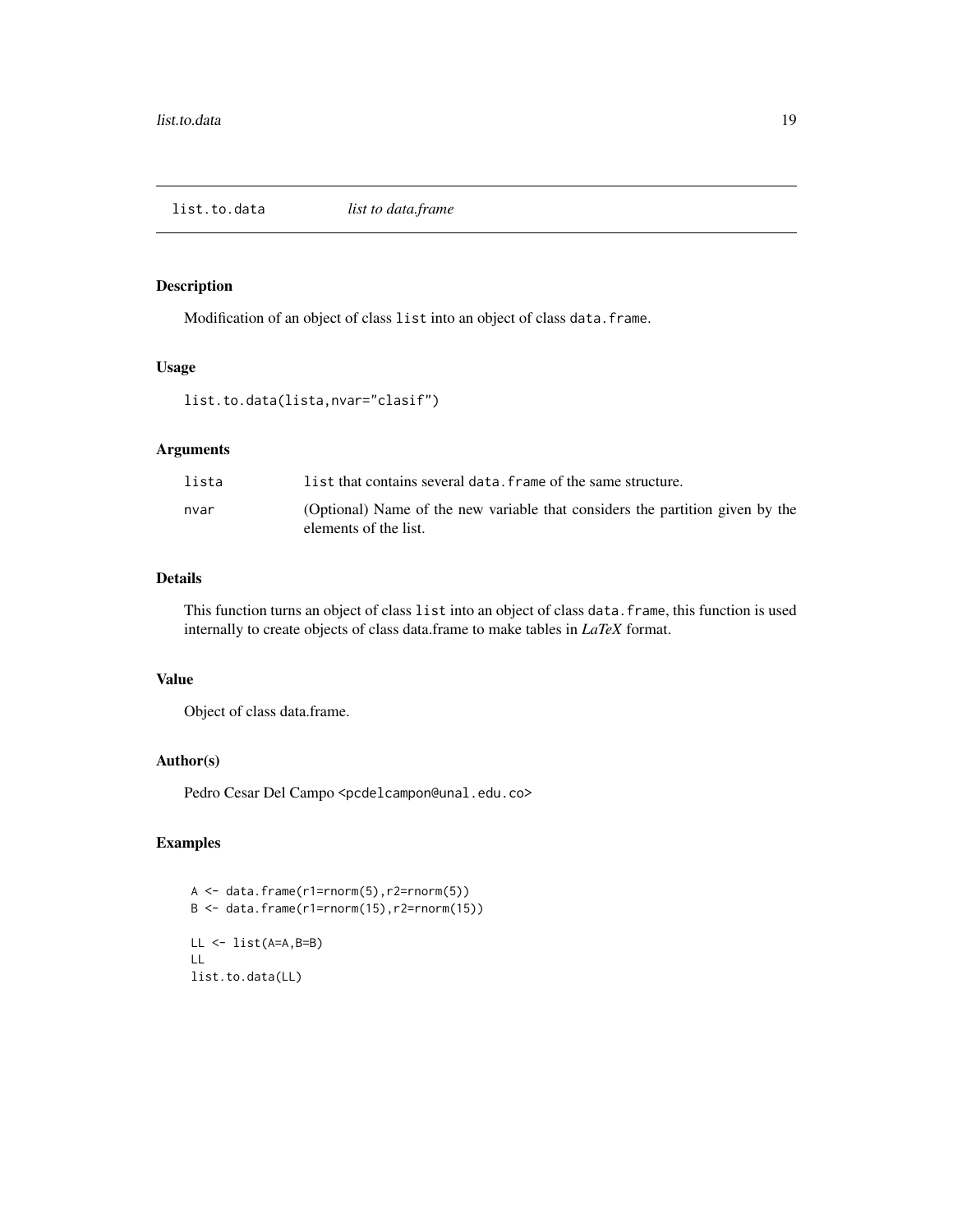# list.to.data *list to data.frame*

## Description

Modification of an object of class `list` into an object of class `data.frame`.

## Usage

```
list.to.data(lista,nvar="clasif")
```

## Arguments

| | |
|---|---|
| `lista` | `list` that contains several `data.frame` of the same structure. |
| `nvar` | (Optional) Name of the new variable that considers the partition given by the elements of the list. |

## Details

This function turns an object of class `list` into an object of class `data.frame`, this function is used internally to create objects of class data.frame to make tables in *LaTeX* format.

## Value

Object of class data.frame.

## Author(s)

Pedro Cesar Del Campo <`pcdelcampon@unal.edu.co`>

## Examples

```
A <- data.frame(r1=rnorm(5),r2=rnorm(5))
B <- data.frame(r1=rnorm(15),r2=rnorm(15))

LL <- list(A=A,B=B)
LL
list.to.data(LL)
```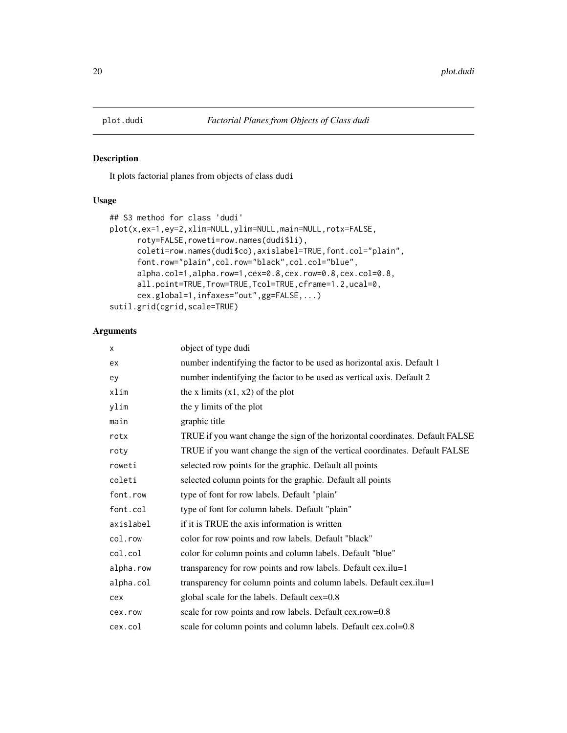plot.dudi *Factorial Planes from Objects of Class dudi*

## Description

It plots factorial planes from objects of class dudi

## Usage

```
## S3 method for class 'dudi'
plot(x,ex=1,ey=2,xlim=NULL,ylim=NULL,main=NULL,rotx=FALSE,
      roty=FALSE,roweti=row.names(dudi$li),
      coleti=row.names(dudi$co),axislabel=TRUE,font.col="plain",
      font.row="plain",col.row="black",col.col="blue",
      alpha.col=1,alpha.row=1,cex=0.8,cex.row=0.8,cex.col=0.8,
      all.point=TRUE,Trow=TRUE,Tcol=TRUE,cframe=1.2,ucal=0,
      cex.global=1,infaxes="out",gg=FALSE,...)
sutil.grid(cgrid,scale=TRUE)
```

## Arguments

| | |
|---|---|
| x | object of type dudi |
| ex | number indentifying the factor to be used as horizontal axis. Default 1 |
| ey | number indentifying the factor to be used as vertical axis. Default 2 |
| xlim | the x limits (x1, x2) of the plot |
| ylim | the y limits of the plot |
| main | graphic title |
| rotx | TRUE if you want change the sign of the horizontal coordinates. Default FALSE |
| roty | TRUE if you want change the sign of the vertical coordinates. Default FALSE |
| roweti | selected row points for the graphic. Default all points |
| coleti | selected column points for the graphic. Default all points |
| font.row | type of font for row labels. Default "plain" |
| font.col | type of font for column labels. Default "plain" |
| axislabel | if it is TRUE the axis information is written |
| col.row | color for row points and row labels. Default "black" |
| col.col | color for column points and column labels. Default "blue" |
| alpha.row | transparency for row points and row labels. Default cex.ilu=1 |
| alpha.col | transparency for column points and column labels. Default cex.ilu=1 |
| cex | global scale for the labels. Default cex=0.8 |
| cex.row | scale for row points and row labels. Default cex.row=0.8 |
| cex.col | scale for column points and column labels. Default cex.col=0.8 |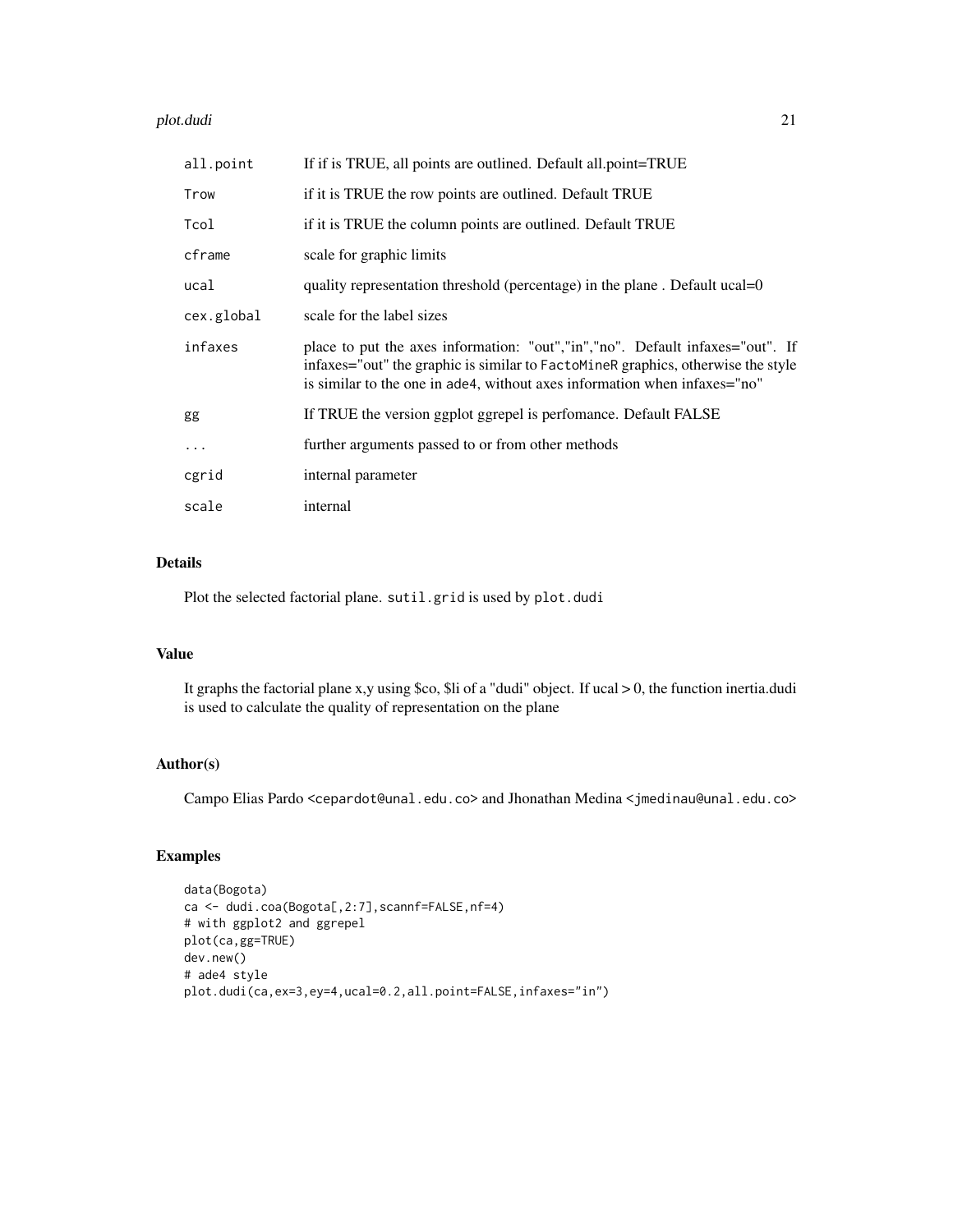| | |
|---|---|
| all.point | If if is TRUE, all points are outlined. Default all.point=TRUE |
| Trow | if it is TRUE the row points are outlined. Default TRUE |
| Tcol | if it is TRUE the column points are outlined. Default TRUE |
| cframe | scale for graphic limits |
| ucal | quality representation threshold (percentage) in the plane . Default ucal=0 |
| cex.global | scale for the label sizes |
| infaxes | place to put the axes information: "out","in","no". Default infaxes="out". If infaxes="out" the graphic is similar to FactoMineR graphics, otherwise the style is similar to the one in ade4, without axes information when infaxes="no" |
| gg | If TRUE the version ggplot ggrepel is perfomance. Default FALSE |
| ... | further arguments passed to or from other methods |
| cgrid | internal parameter |
| scale | internal |

## Details

Plot the selected factorial plane. `sutil.grid` is used by `plot.dudi`

## Value

It graphs the factorial plane x,y using $co, $li of a "dudi" object. If ucal > 0, the function inertia.dudi is used to calculate the quality of representation on the plane

## Author(s)

Campo Elias Pardo <cepardot@unal.edu.co> and Jhonathan Medina <jmedinau@unal.edu.co>

## Examples

```
data(Bogota)
ca <- dudi.coa(Bogota[,2:7],scannf=FALSE,nf=4)
# with ggplot2 and ggrepel
plot(ca,gg=TRUE)
dev.new()
# ade4 style
plot.dudi(ca,ex=3,ey=4,ucal=0.2,all.point=FALSE,infaxes="in")
```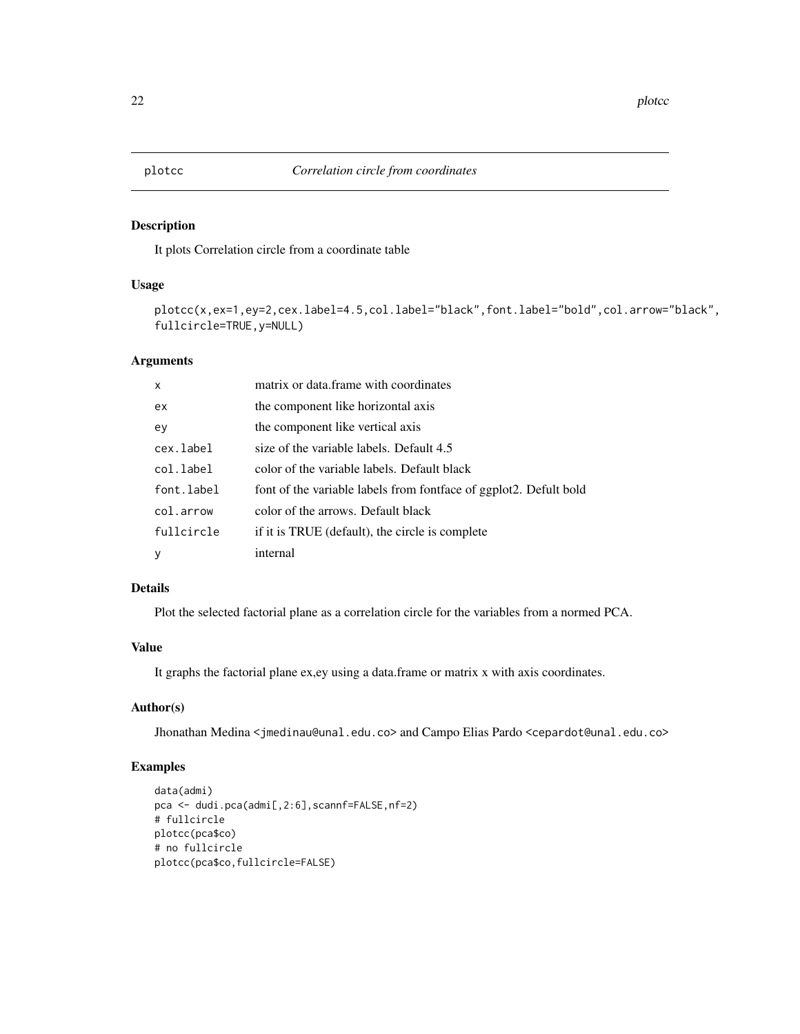# plotcc — *Correlation circle from coordinates*

## Description

It plots Correlation circle from a coordinate table

## Usage

```
plotcc(x,ex=1,ey=2,cex.label=4.5,col.label="black",font.label="bold",col.arrow="black",
fullcircle=TRUE,y=NULL)
```

## Arguments

| | |
|---|---|
| `x` | matrix or data.frame with coordinates |
| `ex` | the component like horizontal axis |
| `ey` | the component like vertical axis |
| `cex.label` | size of the variable labels. Default 4.5 |
| `col.label` | color of the variable labels. Default black |
| `font.label` | font of the variable labels from fontface of ggplot2. Defult bold |
| `col.arrow` | color of the arrows. Default black |
| `fullcircle` | if it is TRUE (default), the circle is complete |
| `y` | internal |

## Details

Plot the selected factorial plane as a correlation circle for the variables from a normed PCA.

## Value

It graphs the factorial plane ex,ey using a data.frame or matrix x with axis coordinates.

## Author(s)

Jhonathan Medina <jmedinau@unal.edu.co> and Campo Elias Pardo <cepardot@unal.edu.co>

## Examples

```
data(admi)
pca <- dudi.pca(admi[,2:6],scannf=FALSE,nf=2)
# fullcircle
plotcc(pca$co)
# no fullcircle
plotcc(pca$co,fullcircle=FALSE)
```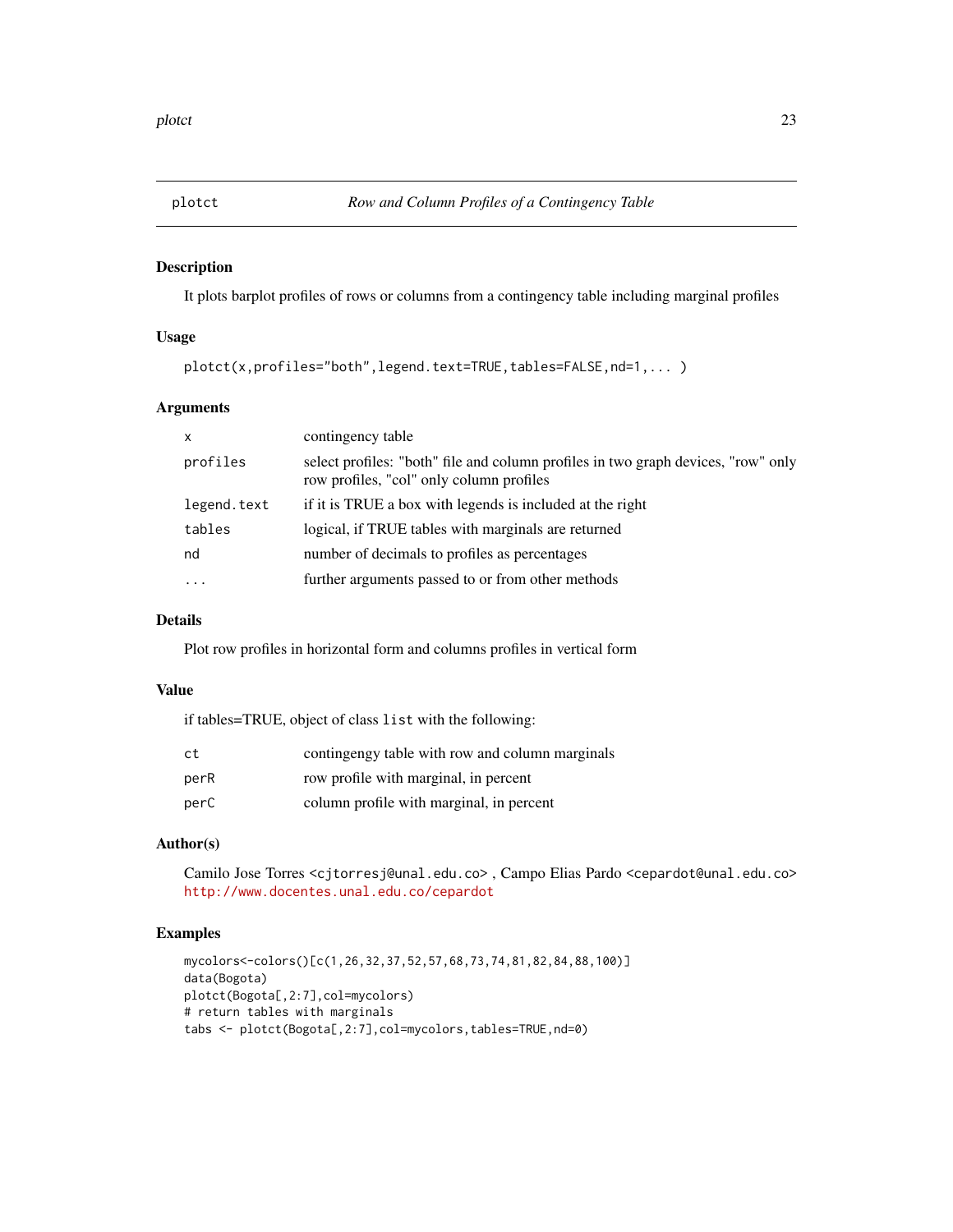plotct — *Row and Column Profiles of a Contingency Table*

## Description

It plots barplot profiles of rows or columns from a contingency table including marginal profiles

## Usage

```
plotct(x,profiles="both",legend.text=TRUE,tables=FALSE,nd=1,... )
```

## Arguments

| | |
|---|---|
| `x` | contingency table |
| `profiles` | select profiles: "both" file and column profiles in two graph devices, "row" only row profiles, "col" only column profiles |
| `legend.text` | if it is TRUE a box with legends is included at the right |
| `tables` | logical, if TRUE tables with marginals are returned |
| `nd` | number of decimals to profiles as percentages |
| `...` | further arguments passed to or from other methods |

## Details

Plot row profiles in horizontal form and columns profiles in vertical form

## Value

if tables=TRUE, object of class `list` with the following:

| | |
|---|---|
| `ct` | contingengy table with row and column marginals |
| `perR` | row profile with marginal, in percent |
| `perC` | column profile with marginal, in percent |

## Author(s)

Camilo Jose Torres <cjtorresj@unal.edu.co> , Campo Elias Pardo <cepardot@unal.edu.co>
http://www.docentes.unal.edu.co/cepardot

## Examples

```
mycolors<-colors()[c(1,26,32,37,52,57,68,73,74,81,82,84,88,100)]
data(Bogota)
plotct(Bogota[,2:7],col=mycolors)
# return tables with marginals
tabs <- plotct(Bogota[,2:7],col=mycolors,tables=TRUE,nd=0)
```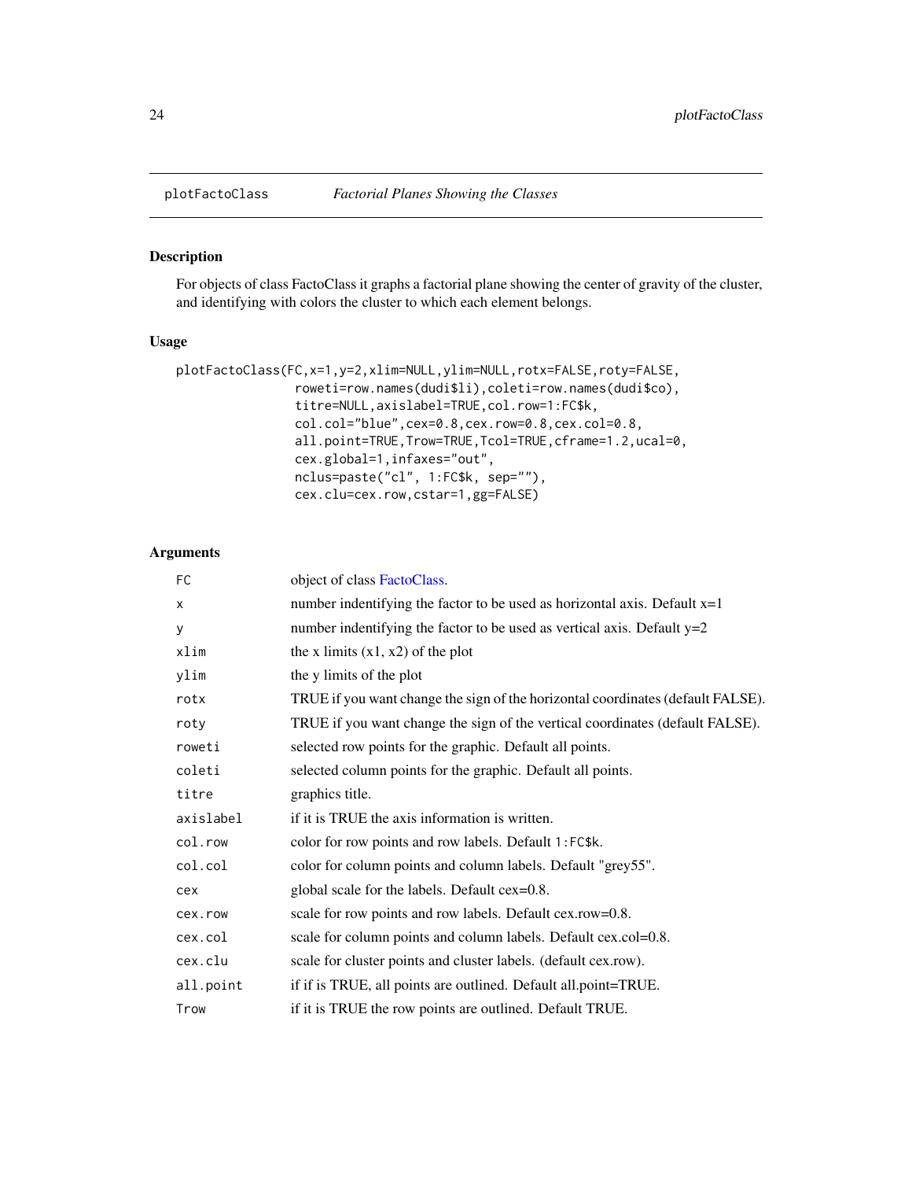## plotFactoClass *Factorial Planes Showing the Classes*

### Description

For objects of class FactoClass it graphs a factorial plane showing the center of gravity of the cluster, and identifying with colors the cluster to which each element belongs.

### Usage

```
plotFactoClass(FC,x=1,y=2,xlim=NULL,ylim=NULL,rotx=FALSE,roty=FALSE,
               roweti=row.names(dudi$li),coleti=row.names(dudi$co),
               titre=NULL,axislabel=TRUE,col.row=1:FC$k,
               col.col="blue",cex=0.8,cex.row=0.8,cex.col=0.8,
               all.point=TRUE,Trow=TRUE,Tcol=TRUE,cframe=1.2,ucal=0,
               cex.global=1,infaxes="out",
               nclus=paste("cl", 1:FC$k, sep=""),
               cex.clu=cex.row,cstar=1,gg=FALSE)
```

### Arguments

| | |
|---|---|
| `FC` | object of class FactoClass. |
| `x` | number indentifying the factor to be used as horizontal axis. Default x=1 |
| `y` | number indentifying the factor to be used as vertical axis. Default y=2 |
| `xlim` | the x limits (x1, x2) of the plot |
| `ylim` | the y limits of the plot |
| `rotx` | TRUE if you want change the sign of the horizontal coordinates (default FALSE). |
| `roty` | TRUE if you want change the sign of the vertical coordinates (default FALSE). |
| `roweti` | selected row points for the graphic. Default all points. |
| `coleti` | selected column points for the graphic. Default all points. |
| `titre` | graphics title. |
| `axislabel` | if it is TRUE the axis information is written. |
| `col.row` | color for row points and row labels. Default `1:FC$k`. |
| `col.col` | color for column points and column labels. Default "grey55". |
| `cex` | global scale for the labels. Default cex=0.8. |
| `cex.row` | scale for row points and row labels. Default cex.row=0.8. |
| `cex.col` | scale for column points and column labels. Default cex.col=0.8. |
| `cex.clu` | scale for cluster points and cluster labels. (default cex.row). |
| `all.point` | if if is TRUE, all points are outlined. Default all.point=TRUE. |
| `Trow` | if it is TRUE the row points are outlined. Default TRUE. |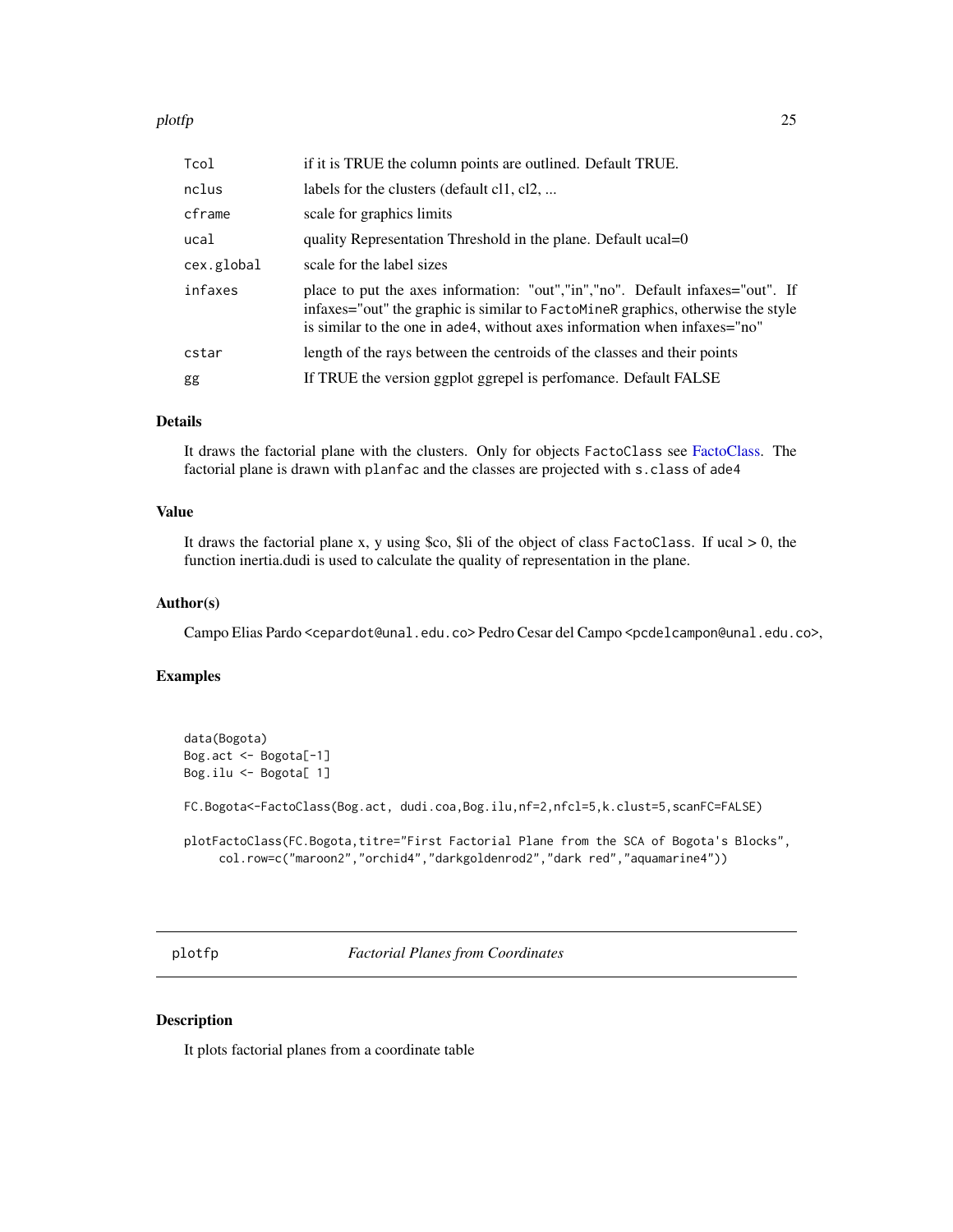| | |
|---|---|
| Tcol | if it is TRUE the column points are outlined. Default TRUE. |
| nclus | labels for the clusters (default cl1, cl2, ... |
| cframe | scale for graphics limits |
| ucal | quality Representation Threshold in the plane. Default ucal=0 |
| cex.global | scale for the label sizes |
| infaxes | place to put the axes information: "out","in","no". Default infaxes="out". If infaxes="out" the graphic is similar to FactoMineR graphics, otherwise the style is similar to the one in ade4, without axes information when infaxes="no" |
| cstar | length of the rays between the centroids of the classes and their points |
| gg | If TRUE the version ggplot ggrepel is perfomance. Default FALSE |

### Details

It draws the factorial plane with the clusters. Only for objects FactoClass see FactoClass. The factorial plane is drawn with planfac and the classes are projected with s.class of ade4

### Value

It draws the factorial plane x, y using $co, $li of the object of class FactoClass. If ucal > 0, the function inertia.dudi is used to calculate the quality of representation in the plane.

### Author(s)

Campo Elias Pardo <cepardot@unal.edu.co> Pedro Cesar del Campo <pcdelcampon@unal.edu.co>,

### Examples

```
data(Bogota)
Bog.act <- Bogota[-1]
Bog.ilu <- Bogota[ 1]

FC.Bogota<-FactoClass(Bog.act, dudi.coa,Bog.ilu,nf=2,nfcl=5,k.clust=5,scanFC=FALSE)

plotFactoClass(FC.Bogota,titre="First Factorial Plane from the SCA of Bogota's Blocks",
     col.row=c("maroon2","orchid4","darkgoldenrod2","dark red","aquamarine4"))
```

## plotfp — *Factorial Planes from Coordinates*

### Description

It plots factorial planes from a coordinate table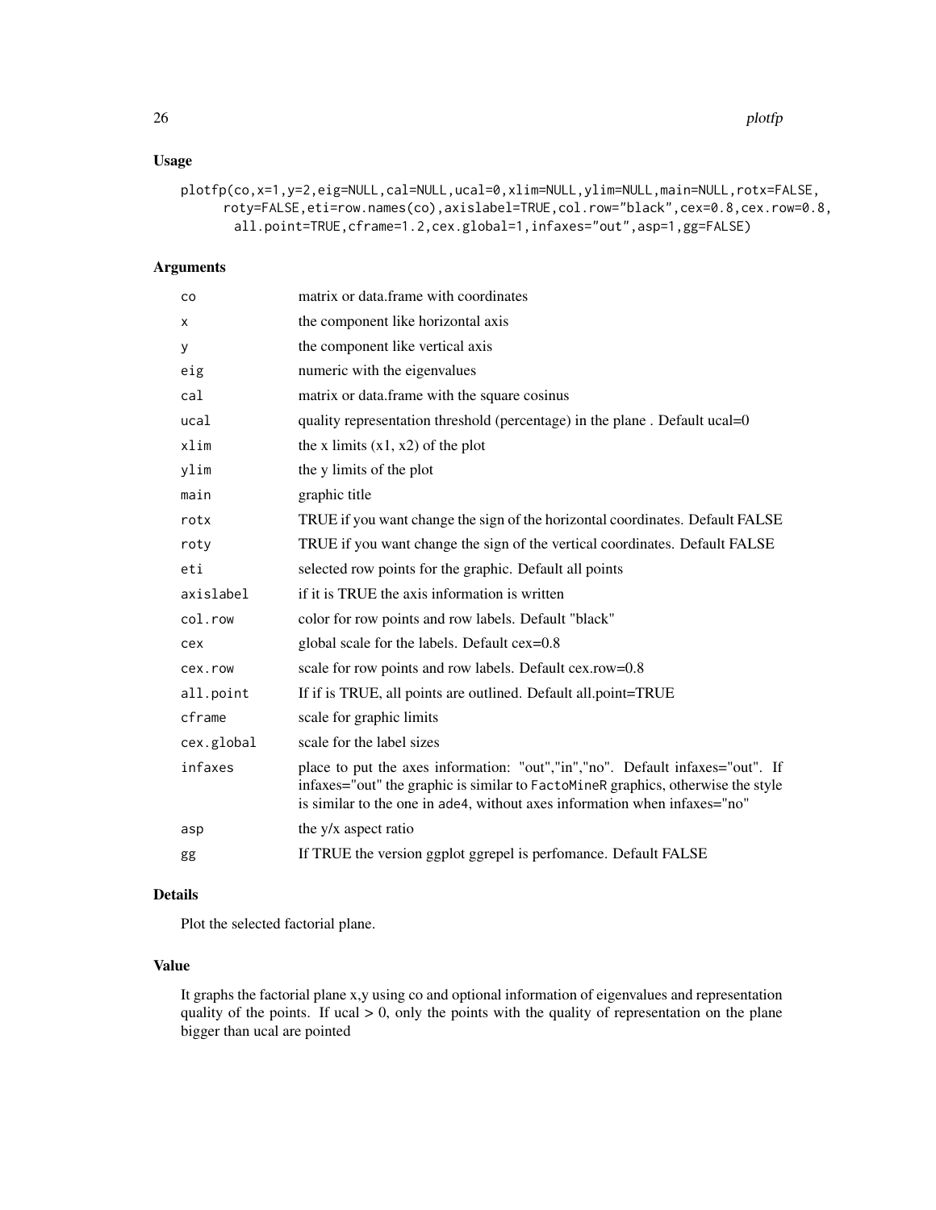## Usage

```
plotfp(co,x=1,y=2,eig=NULL,cal=NULL,ucal=0,xlim=NULL,ylim=NULL,main=NULL,rotx=FALSE,
      roty=FALSE,eti=row.names(co),axislabel=TRUE,col.row="black",cex=0.8,cex.row=0.8,
       all.point=TRUE,cframe=1.2,cex.global=1,infaxes="out",asp=1,gg=FALSE)
```

## Arguments

| | |
|---|---|
| `co` | matrix or data.frame with coordinates |
| `x` | the component like horizontal axis |
| `y` | the component like vertical axis |
| `eig` | numeric with the eigenvalues |
| `cal` | matrix or data.frame with the square cosinus |
| `ucal` | quality representation threshold (percentage) in the plane . Default ucal=0 |
| `xlim` | the x limits (x1, x2) of the plot |
| `ylim` | the y limits of the plot |
| `main` | graphic title |
| `rotx` | TRUE if you want change the sign of the horizontal coordinates. Default FALSE |
| `roty` | TRUE if you want change the sign of the vertical coordinates. Default FALSE |
| `eti` | selected row points for the graphic. Default all points |
| `axislabel` | if it is TRUE the axis information is written |
| `col.row` | color for row points and row labels. Default "black" |
| `cex` | global scale for the labels. Default cex=0.8 |
| `cex.row` | scale for row points and row labels. Default cex.row=0.8 |
| `all.point` | If if is TRUE, all points are outlined. Default all.point=TRUE |
| `cframe` | scale for graphic limits |
| `cex.global` | scale for the label sizes |
| `infaxes` | place to put the axes information: "out","in","no". Default infaxes="out". If infaxes="out" the graphic is similar to `FactoMineR` graphics, otherwise the style is similar to the one in `ade4`, without axes information when infaxes="no" |
| `asp` | the y/x aspect ratio |
| `gg` | If TRUE the version ggplot ggrepel is perfomance. Default FALSE |

## Details

Plot the selected factorial plane.

## Value

It graphs the factorial plane x,y using co and optional information of eigenvalues and representation quality of the points. If ucal > 0, only the points with the quality of representation on the plane bigger than ucal are pointed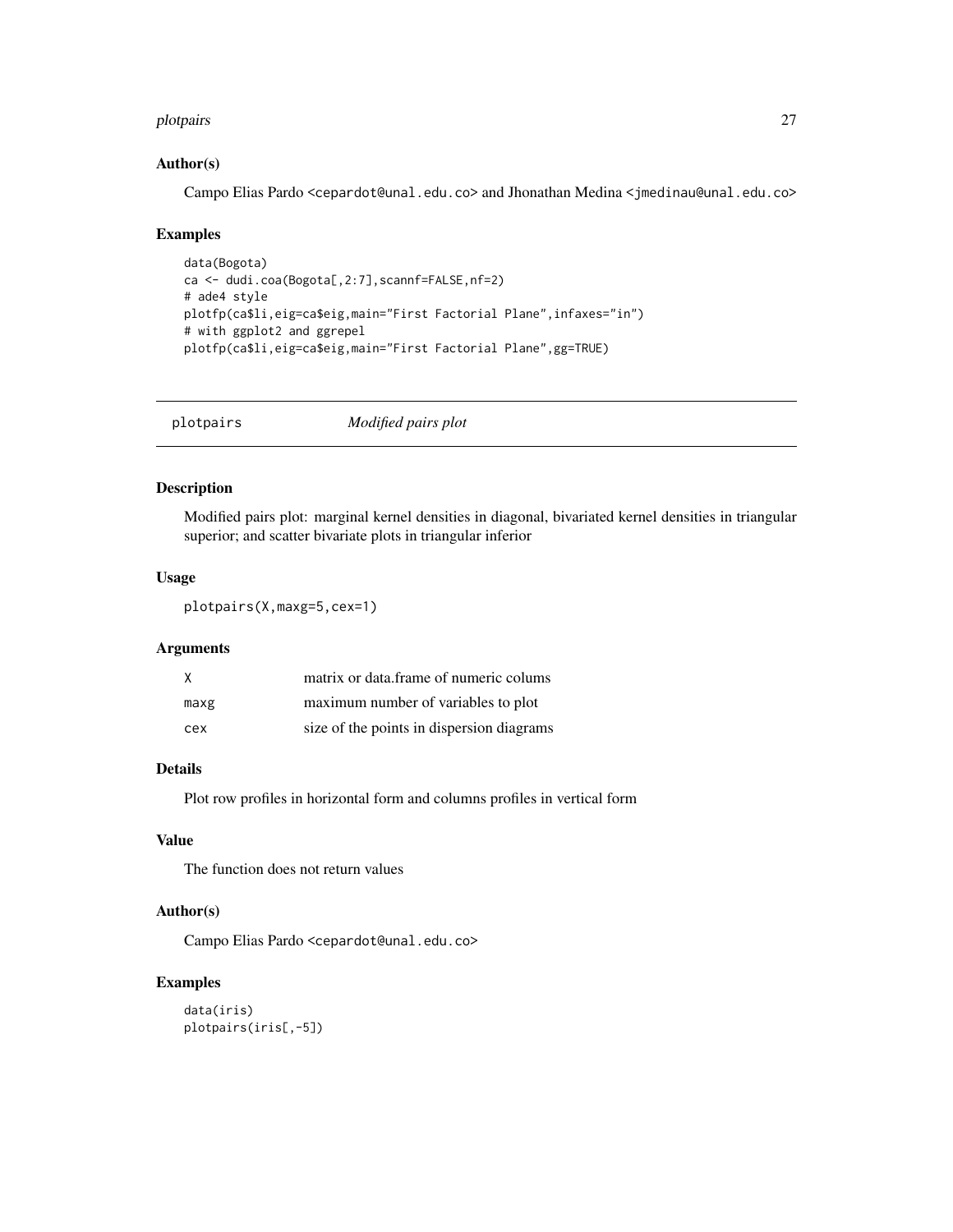### Author(s)

Campo Elias Pardo <cepardot@unal.edu.co> and Jhonathan Medina <jmedinau@unal.edu.co>

### Examples

```
data(Bogota)
ca <- dudi.coa(Bogota[,2:7],scannf=FALSE,nf=2)
# ade4 style
plotfp(ca$li,eig=ca$eig,main="First Factorial Plane",infaxes="in")
# with ggplot2 and ggrepel
plotfp(ca$li,eig=ca$eig,main="First Factorial Plane",gg=TRUE)
```

---

## plotpairs *Modified pairs plot*

---

### Description

Modified pairs plot: marginal kernel densities in diagonal, bivariated kernel densities in triangular superior; and scatter bivariate plots in triangular inferior

### Usage

```
plotpairs(X,maxg=5,cex=1)
```

### Arguments

| | |
|---|---|
| X | matrix or data.frame of numeric colums |
| maxg | maximum number of variables to plot |
| cex | size of the points in dispersion diagrams |

### Details

Plot row profiles in horizontal form and columns profiles in vertical form

### Value

The function does not return values

### Author(s)

Campo Elias Pardo <cepardot@unal.edu.co>

### Examples

```
data(iris)
plotpairs(iris[,-5])
```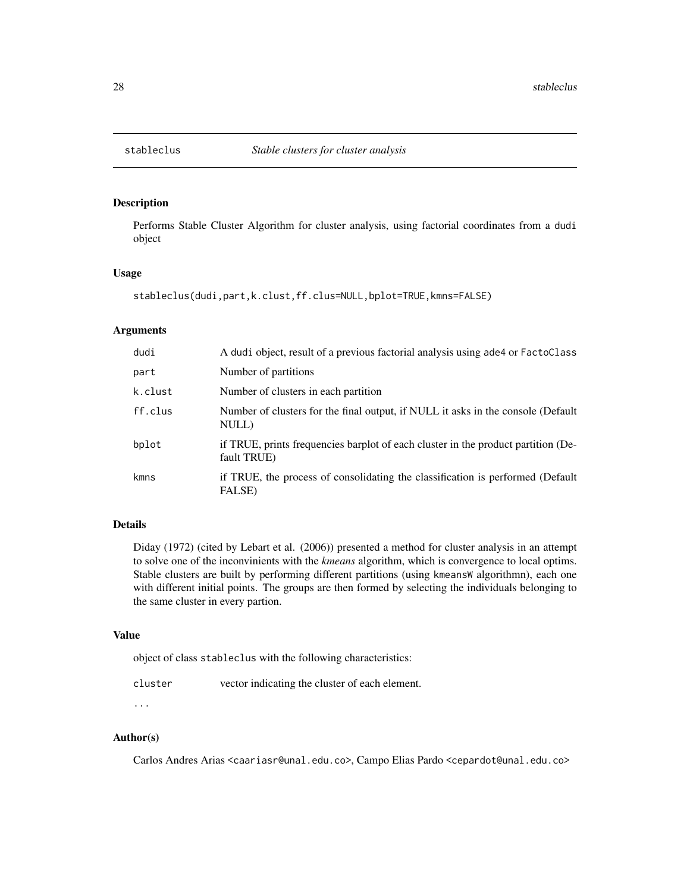# stableclus — *Stable clusters for cluster analysis*

## Description

Performs Stable Cluster Algorithm for cluster analysis, using factorial coordinates from a `dudi` object

## Usage

```
stableclus(dudi,part,k.clust,ff.clus=NULL,bplot=TRUE,kmns=FALSE)
```

## Arguments

| | |
|---|---|
| `dudi` | A `dudi` object, result of a previous factorial analysis using `ade4` or `FactoClass` |
| `part` | Number of partitions |
| `k.clust` | Number of clusters in each partition |
| `ff.clus` | Number of clusters for the final output, if NULL it asks in the console (Default NULL) |
| `bplot` | if TRUE, prints frequencies barplot of each cluster in the product partition (Default TRUE) |
| `kmns` | if TRUE, the process of consolidating the classification is performed (Default FALSE) |

## Details

Diday (1972) (cited by Lebart et al. (2006)) presented a method for cluster analysis in an attempt to solve one of the inconvinients with the *kmeans* algorithm, which is convergence to local optims. Stable clusters are built by performing different partitions (using `kmeansW` algorithmn), each one with different initial points. The groups are then formed by selecting the individuals belonging to the same cluster in every partion.

## Value

object of class `stableclus` with the following characteristics:

| | |
|---|---|
| `cluster` | vector indicating the cluster of each element. |
| `...` | |

## Author(s)

Carlos Andres Arias <caariasr@unal.edu.co>, Campo Elias Pardo <cepardot@unal.edu.co>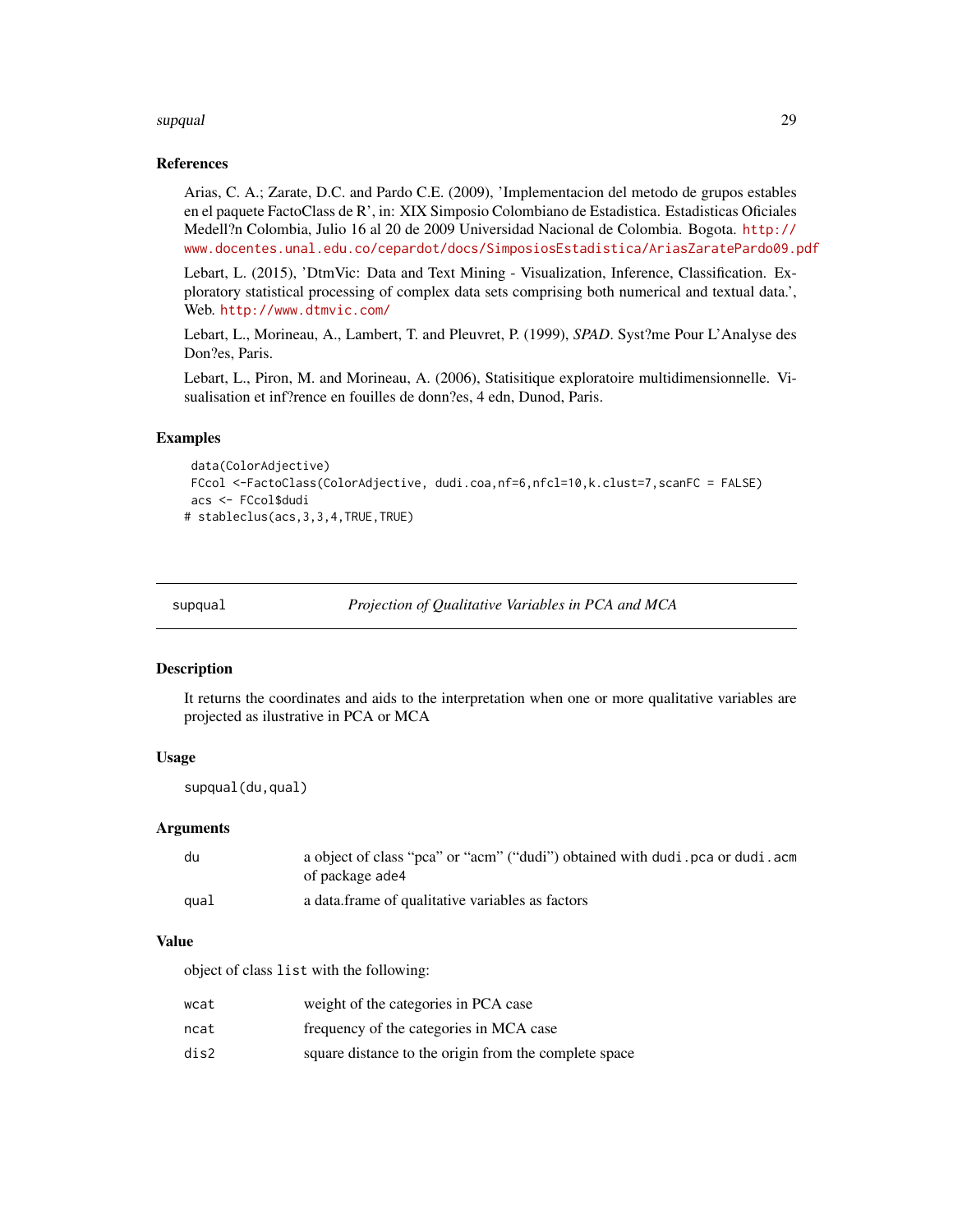### References

Arias, C. A.; Zarate, D.C. and Pardo C.E. (2009), 'Implementacion del metodo de grupos estables en el paquete FactoClass de R', in: XIX Simposio Colombiano de Estadistica. Estadisticas Oficiales Medell?n Colombia, Julio 16 al 20 de 2009 Universidad Nacional de Colombia. Bogota. http://www.docentes.unal.edu.co/cepardot/docs/SimposiosEstadistica/AriasZaratePardo09.pdf

Lebart, L. (2015), 'DtmVic: Data and Text Mining - Visualization, Inference, Classification. Exploratory statistical processing of complex data sets comprising both numerical and textual data.', Web. http://www.dtmvic.com/

Lebart, L., Morineau, A., Lambert, T. and Pleuvret, P. (1999), *SPAD*. Syst?me Pour L'Analyse des Don?es, Paris.

Lebart, L., Piron, M. and Morineau, A. (2006), Statisitique exploratoire multidimensionnelle. Visualisation et inf?rence en fouilles de donn?es, 4 edn, Dunod, Paris.

### Examples

```
 data(ColorAdjective)
 FCcol <-FactoClass(ColorAdjective, dudi.coa,nf=6,nfcl=10,k.clust=7,scanFC = FALSE)
 acs <- FCcol$dudi
# stableclus(acs,3,3,4,TRUE,TRUE)
```

---

## supqual — *Projection of Qualitative Variables in PCA and MCA*

### Description

It returns the coordinates and aids to the interpretation when one or more qualitative variables are projected as ilustrative in PCA or MCA

### Usage

```
supqual(du,qual)
```

### Arguments

| | |
|---|---|
| du | a object of class "pca" or "acm" ("dudi") obtained with dudi.pca or dudi.acm of package ade4 |
| qual | a data.frame of qualitative variables as factors |

### Value

object of class list with the following:

| | |
|---|---|
| wcat | weight of the categories in PCA case |
| ncat | frequency of the categories in MCA case |
| dis2 | square distance to the origin from the complete space |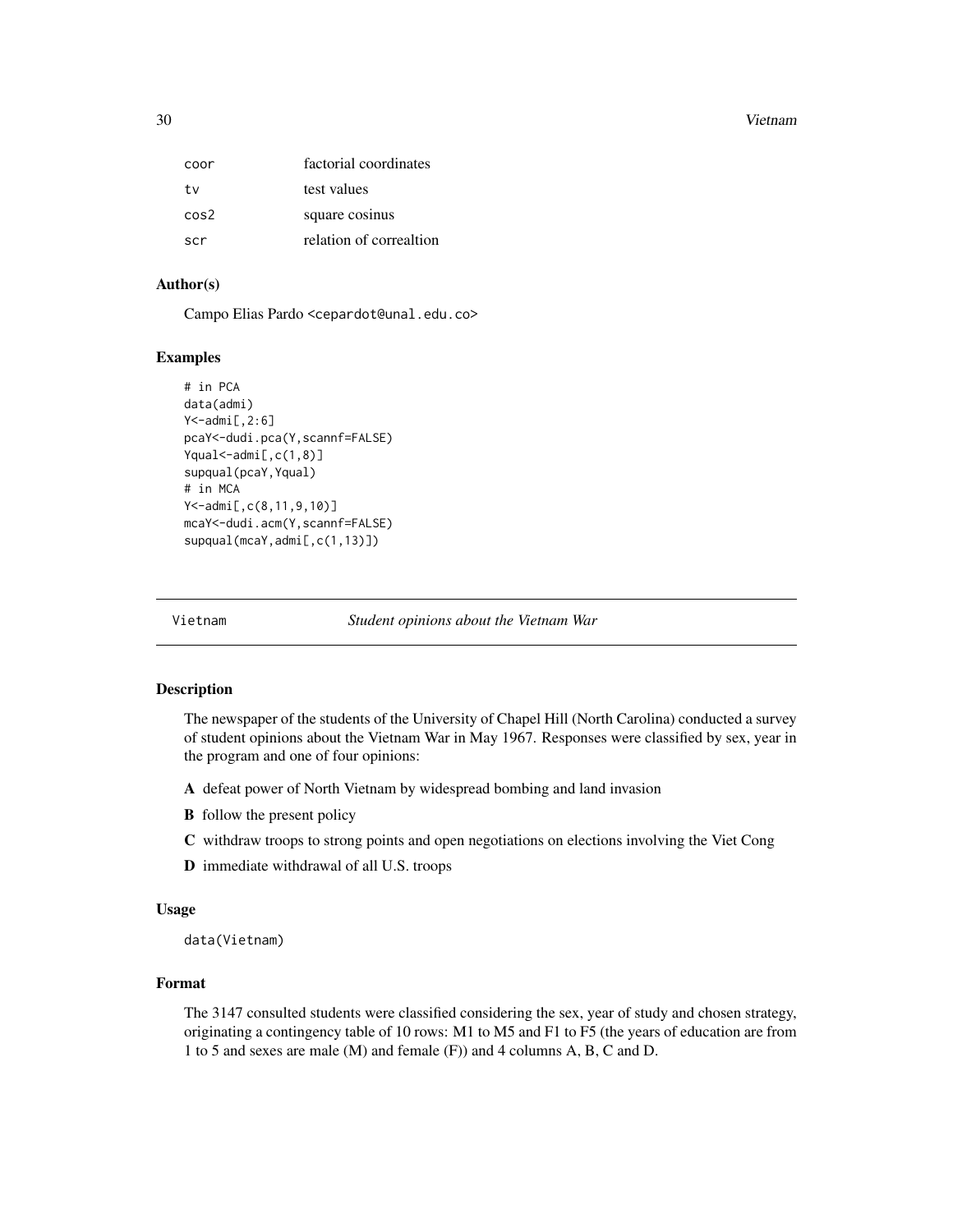| | |
|---|---|
| `coor` | factorial coordinates |
| `tv` | test values |
| `cos2` | square cosinus |
| `scr` | relation of correaltion |

## Author(s)

Campo Elias Pardo <cepardot@unal.edu.co>

## Examples

```
# in PCA
data(admi)
Y<-admi[,2:6]
pcaY<-dudi.pca(Y,scannf=FALSE)
Yqual<-admi[,c(1,8)]
supqual(pcaY,Yqual)
# in MCA
Y<-admi[,c(8,11,9,10)]
mcaY<-dudi.acm(Y,scannf=FALSE)
supqual(mcaY,admi[,c(1,13)])
```

---

# Vietnam — *Student opinions about the Vietnam War*

## Description

The newspaper of the students of the University of Chapel Hill (North Carolina) conducted a survey of student opinions about the Vietnam War in May 1967. Responses were classified by sex, year in the program and one of four opinions:

**A** defeat power of North Vietnam by widespread bombing and land invasion

**B** follow the present policy

**C** withdraw troops to strong points and open negotiations on elections involving the Viet Cong

**D** immediate withdrawal of all U.S. troops

## Usage

```
data(Vietnam)
```

## Format

The 3147 consulted students were classified considering the sex, year of study and chosen strategy, originating a contingency table of 10 rows: M1 to M5 and F1 to F5 (the years of education are from 1 to 5 and sexes are male (M) and female (F)) and 4 columns A, B, C and D.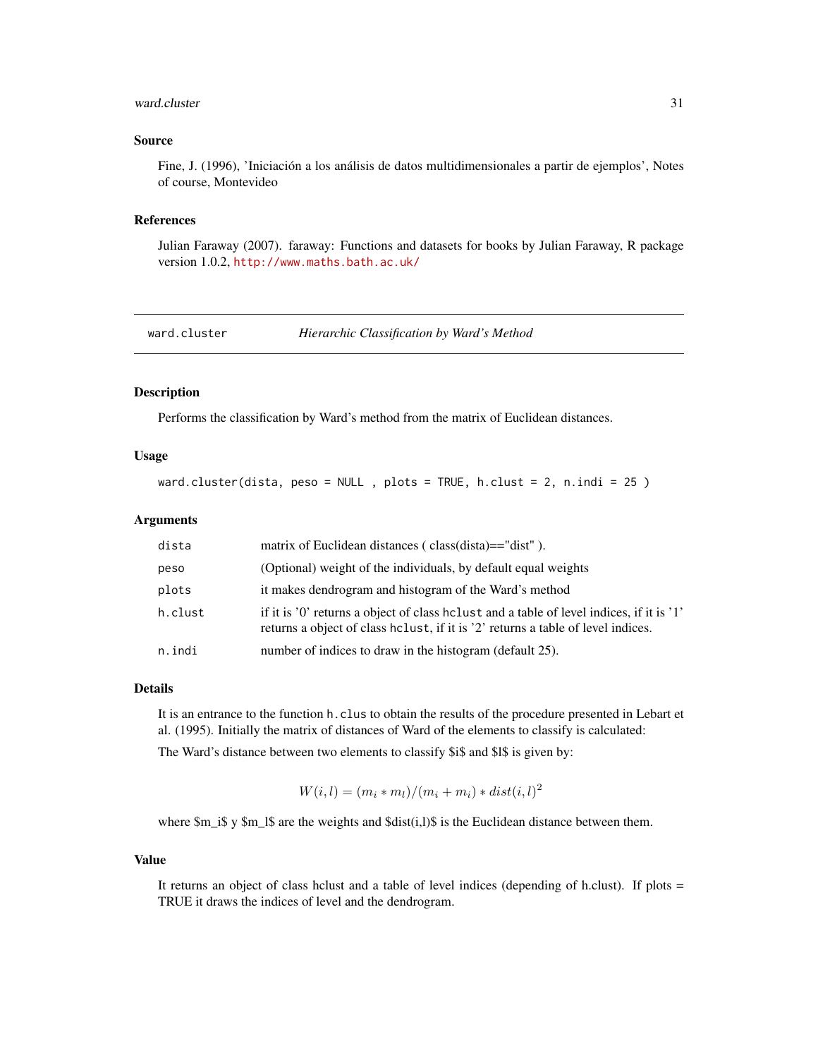### Source

Fine, J. (1996), 'Iniciación a los análisis de datos multidimensionales a partir de ejemplos', Notes of course, Montevideo

### References

Julian Faraway (2007). faraway: Functions and datasets for books by Julian Faraway, R package version 1.0.2, http://www.maths.bath.ac.uk/

---

## ward.cluster *Hierarchic Classification by Ward's Method*

### Description

Performs the classification by Ward's method from the matrix of Euclidean distances.

### Usage

```
ward.cluster(dista, peso = NULL , plots = TRUE, h.clust = 2, n.indi = 25 )
```

### Arguments

| | |
|---|---|
| `dista` | matrix of Euclidean distances ( class(dista)=="dist" ). |
| `peso` | (Optional) weight of the individuals, by default equal weights |
| `plots` | it makes dendrogram and histogram of the Ward's method |
| `h.clust` | if it is '0' returns a object of class `hclust` and a table of level indices, if it is '1' returns a object of class `hclust`, if it is '2' returns a table of level indices. |
| `n.indi` | number of indices to draw in the histogram (default 25). |

### Details

It is an entrance to the function `h.clus` to obtain the results of the procedure presented in Lebart et al. (1995). Initially the matrix of distances of Ward of the elements to classify is calculated:

The Ward's distance between two elements to classify $i$ and $l$ is given by:

$$W(i,l) = (m_i * m_l)/(m_i + m_i) * dist(i,l)^2$$

where $m_i$ y $m_l$ are the weights and $dist(i,l)$ is the Euclidean distance between them.

### Value

It returns an object of class hclust and a table of level indices (depending of h.clust). If plots = TRUE it draws the indices of level and the dendrogram.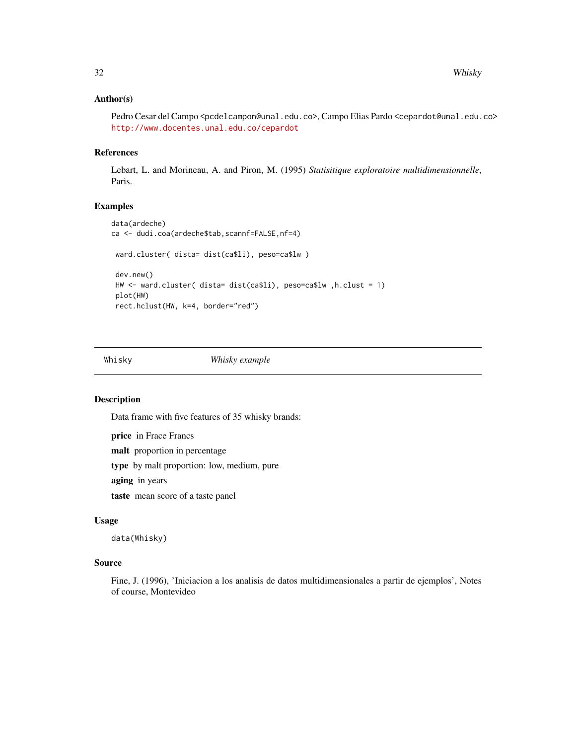### Author(s)

Pedro Cesar del Campo <pcdelcampon@unal.edu.co>, Campo Elias Pardo <cepardot@unal.edu.co> http://www.docentes.unal.edu.co/cepardot

### References

Lebart, L. and Morineau, A. and Piron, M. (1995) *Statisitique exploratoire multidimensionnelle*, Paris.

### Examples

```
data(ardeche)
ca <- dudi.coa(ardeche$tab,scannf=FALSE,nf=4)

 ward.cluster( dista= dist(ca$li), peso=ca$lw )

 dev.new()
 HW <- ward.cluster( dista= dist(ca$li), peso=ca$lw ,h.clust = 1)
 plot(HW)
 rect.hclust(HW, k=4, border="red")
```

---

## Whisky    *Whisky example*

---

### Description

Data frame with five features of 35 whisky brands:

**price** in Frace Francs

**malt** proportion in percentage

**type** by malt proportion: low, medium, pure

**aging** in years

**taste** mean score of a taste panel

### Usage

```
data(Whisky)
```

### Source

Fine, J. (1996), 'Iniciacion a los analisis de datos multidimensionales a partir de ejemplos', Notes of course, Montevideo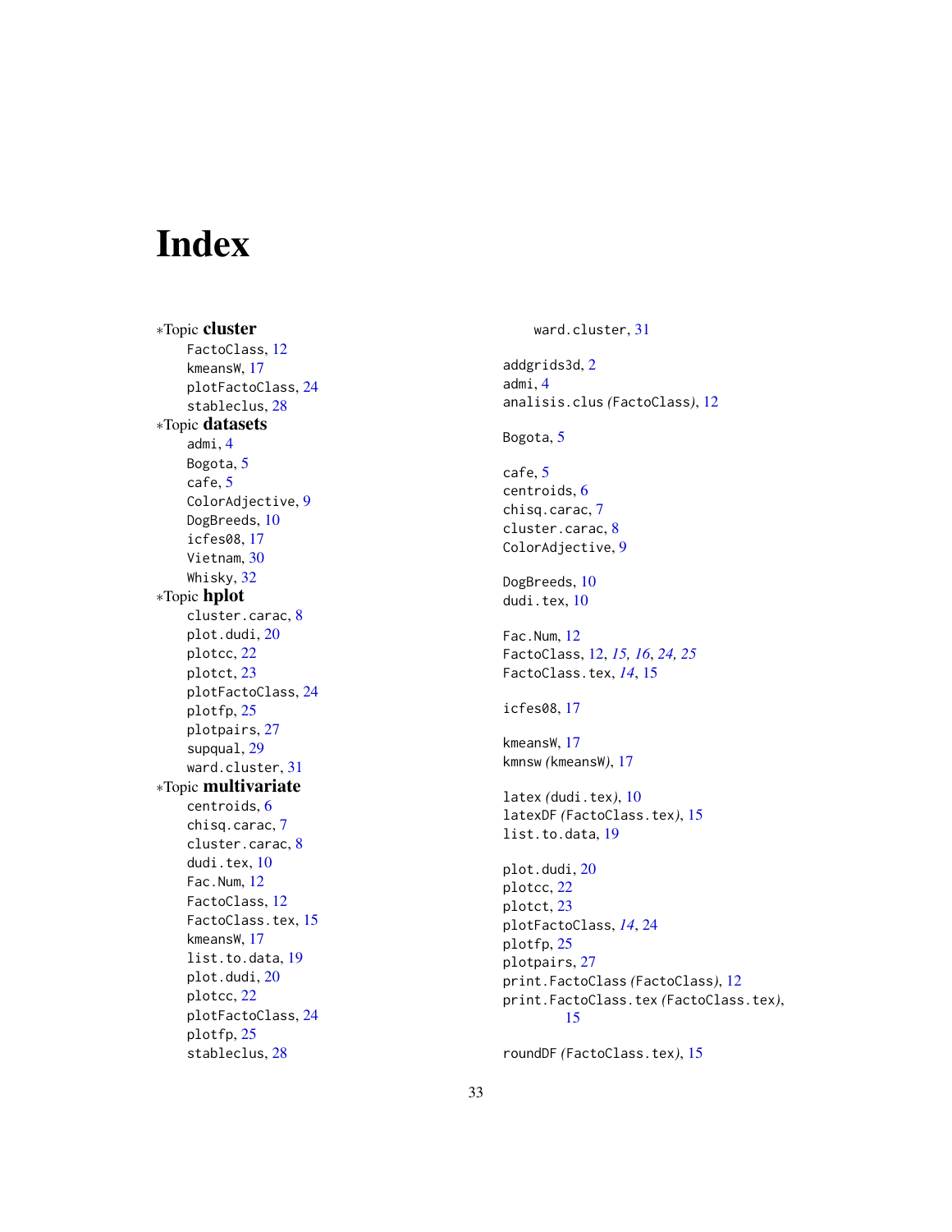# Index

*Topic **cluster**
  FactoClass, 12
  kmeansW, 17
  plotFactoClass, 24
  stableclus, 28
*Topic **datasets**
  admi, 4
  Bogota, 5
  cafe, 5
  ColorAdjective, 9
  DogBreeds, 10
  icfes08, 17
  Vietnam, 30
  Whisky, 32
*Topic **hplot**
  cluster.carac, 8
  plot.dudi, 20
  plotcc, 22
  plotct, 23
  plotFactoClass, 24
  plotfp, 25
  plotpairs, 27
  supqual, 29
  ward.cluster, 31
*Topic **multivariate**
  centroids, 6
  chisq.carac, 7
  cluster.carac, 8
  dudi.tex, 10
  Fac.Num, 12
  FactoClass, 12
  FactoClass.tex, 15
  kmeansW, 17
  list.to.data, 19
  plot.dudi, 20
  plotcc, 22
  plotFactoClass, 24
  plotfp, 25
  stableclus, 28
  ward.cluster, 31

addgrids3d, 2
admi, 4
analisis.clus *(FactoClass)*, 12

Bogota, 5

cafe, 5
centroids, 6
chisq.carac, 7
cluster.carac, 8
ColorAdjective, 9

DogBreeds, 10
dudi.tex, 10

Fac.Num, 12
FactoClass, 12, *15*, *16*, *24*, *25*
FactoClass.tex, *14*, 15

icfes08, 17

kmeansW, 17
kmnsw *(kmeansW)*, 17

latex *(dudi.tex)*, 10
latexDF *(FactoClass.tex)*, 15
list.to.data, 19

plot.dudi, 20
plotcc, 22
plotct, 23
plotFactoClass, *14*, 24
plotfp, 25
plotpairs, 27
print.FactoClass *(FactoClass)*, 12
print.FactoClass.tex *(FactoClass.tex)*, 15

roundDF *(FactoClass.tex)*, 15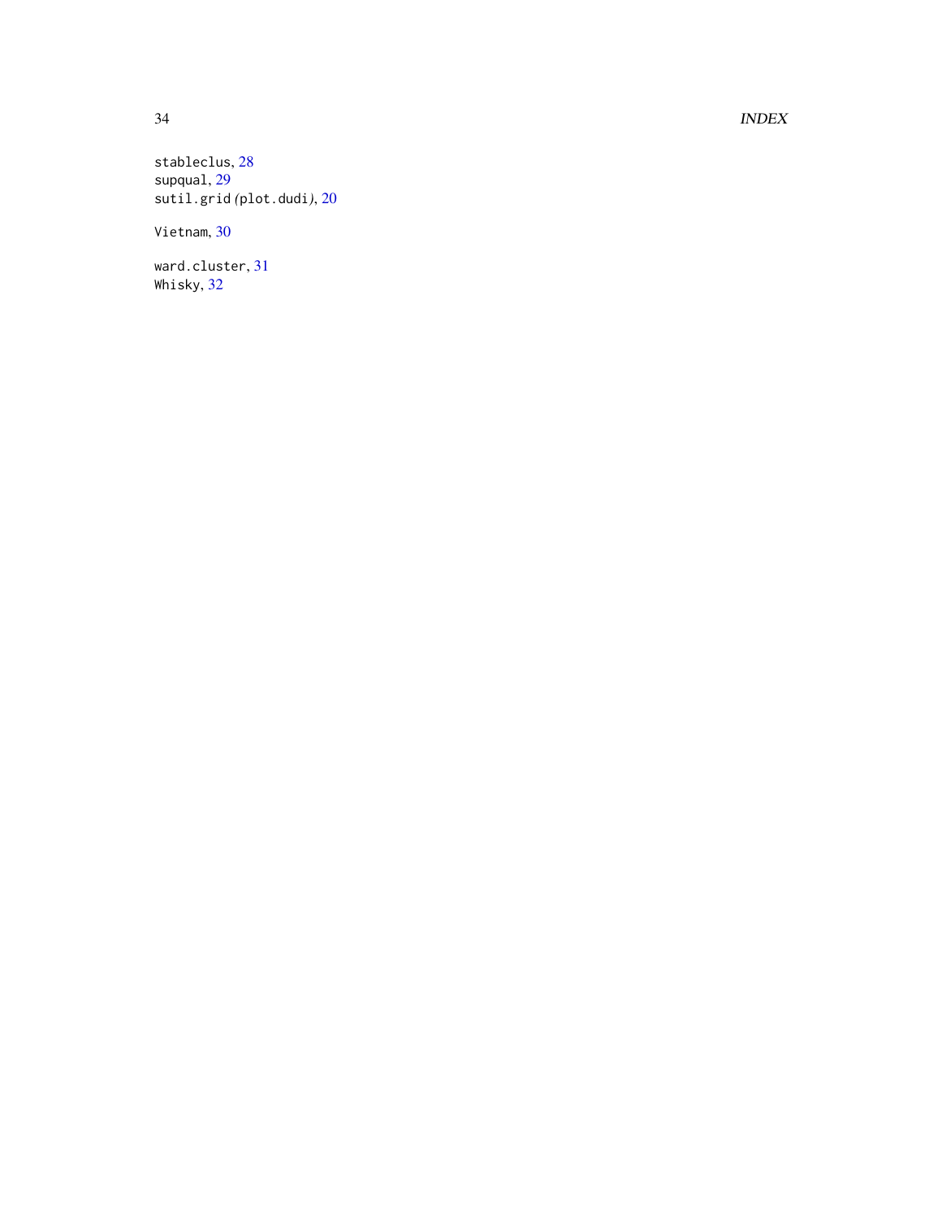stableclus, 28
supqual, 29
sutil.grid (plot.dudi), 20

Vietnam, 30

ward.cluster, 31
Whisky, 32